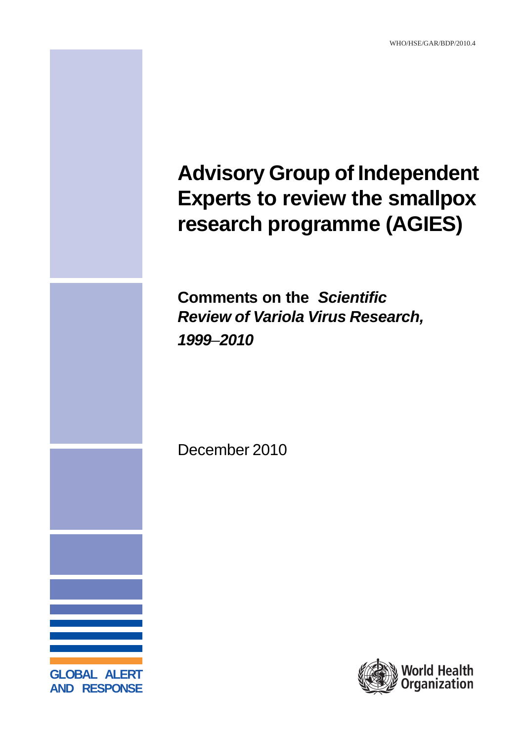WHO/HSE/GAR/BDP/2010.4

# Advisory Group of Independent Experts to review the smallpox research programme (AGIES)

## Comments on the *Scientific Review of Variola Virus Research, 1999–2010*

December 2010

GLOBAL ALERT AND RESPONSE

World Health Organization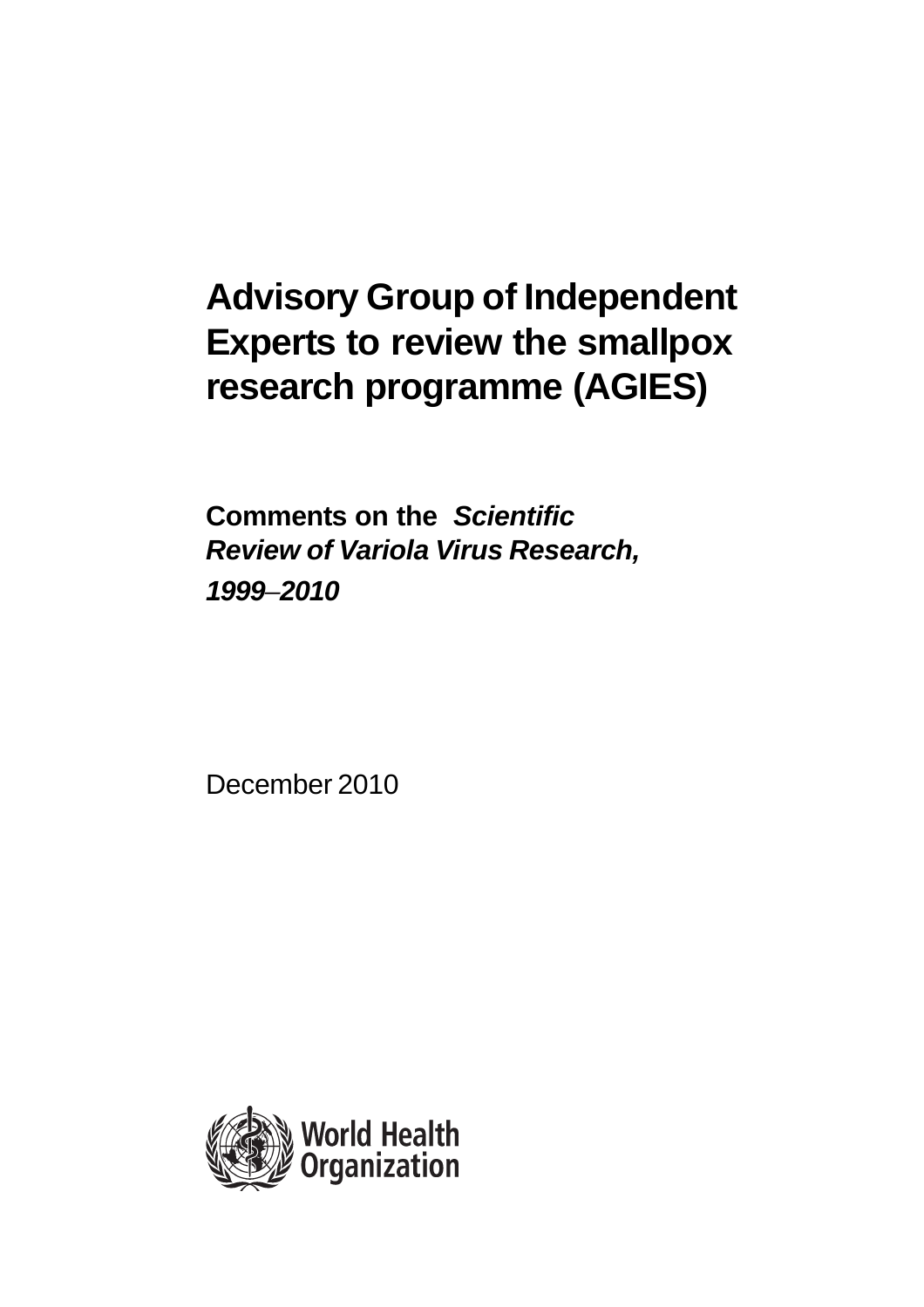# Advisory Group of Independent Experts to review the smallpox research programme (AGIES)

**Comments on the** ***Scientific Review of Variola Virus Research, 1999–2010***

December 2010

World Health Organization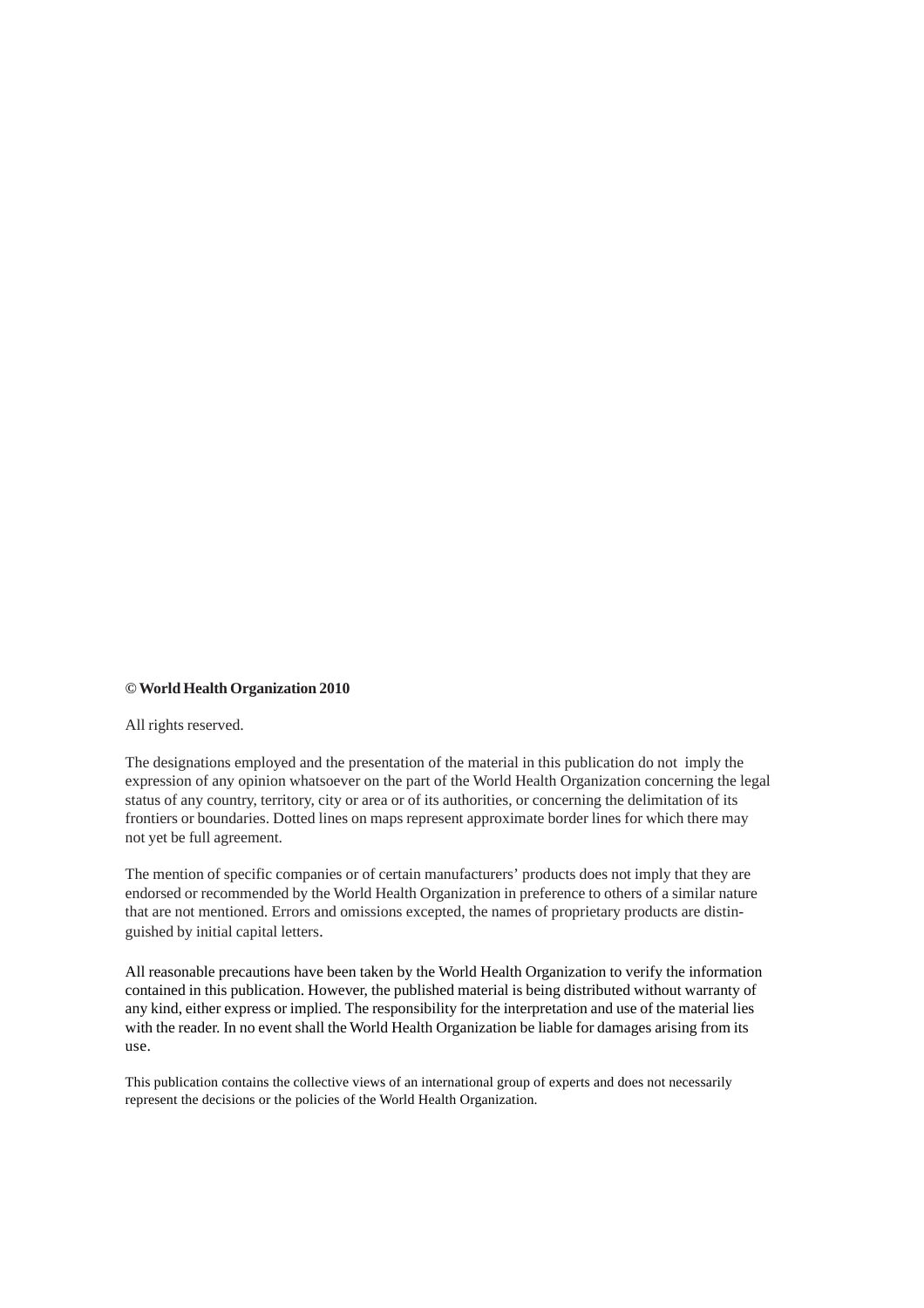**© World Health Organization 2010**

All rights reserved.

The designations employed and the presentation of the material in this publication do not imply the expression of any opinion whatsoever on the part of the World Health Organization concerning the legal status of any country, territory, city or area or of its authorities, or concerning the delimitation of its frontiers or boundaries. Dotted lines on maps represent approximate border lines for which there may not yet be full agreement.

The mention of specific companies or of certain manufacturers' products does not imply that they are endorsed or recommended by the World Health Organization in preference to others of a similar nature that are not mentioned. Errors and omissions excepted, the names of proprietary products are distinguished by initial capital letters.

All reasonable precautions have been taken by the World Health Organization to verify the information contained in this publication. However, the published material is being distributed without warranty of any kind, either express or implied. The responsibility for the interpretation and use of the material lies with the reader. In no event shall the World Health Organization be liable for damages arising from its use.

This publication contains the collective views of an international group of experts and does not necessarily represent the decisions or the policies of the World Health Organization.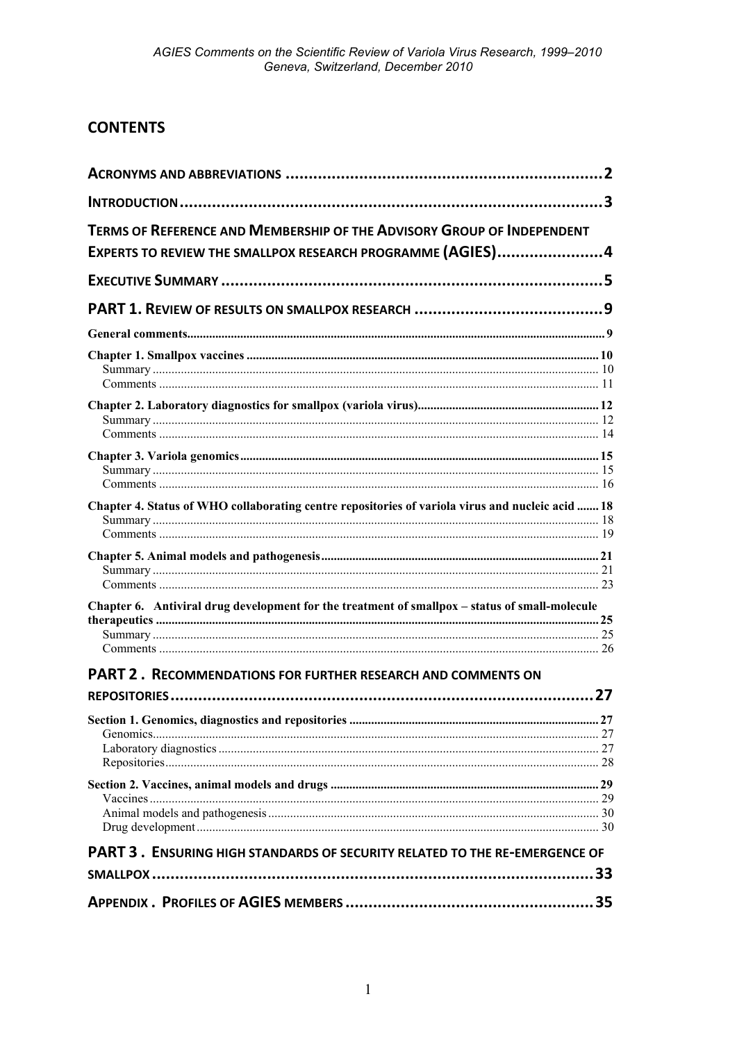## CONTENTS

| | |
|---|---|
| ACRONYMS AND ABBREVIATIONS | 2 |
| INTRODUCTION | 3 |
| TERMS OF REFERENCE AND MEMBERSHIP OF THE ADVISORY GROUP OF INDEPENDENT EXPERTS TO REVIEW THE SMALLPOX RESEARCH PROGRAMME (AGIES) | 4 |
| EXECUTIVE SUMMARY | 5 |
| PART 1. REVIEW OF RESULTS ON SMALLPOX RESEARCH | 9 |
| General comments | 9 |
| Chapter 1. Smallpox vaccines | 10 |
| Summary | 10 |
| Comments | 11 |
| Chapter 2. Laboratory diagnostics for smallpox (variola virus) | 12 |
| Summary | 12 |
| Comments | 14 |
| Chapter 3. Variola genomics | 15 |
| Summary | 15 |
| Comments | 16 |
| Chapter 4. Status of WHO collaborating centre repositories of variola virus and nucleic acid | 18 |
| Summary | 18 |
| Comments | 19 |
| Chapter 5. Animal models and pathogenesis | 21 |
| Summary | 21 |
| Comments | 23 |
| Chapter 6. Antiviral drug development for the treatment of smallpox – status of small-molecule therapeutics | 25 |
| Summary | 25 |
| Comments | 26 |
| PART 2. RECOMMENDATIONS FOR FURTHER RESEARCH AND COMMENTS ON REPOSITORIES | 27 |
| Section 1. Genomics, diagnostics and repositories | 27 |
| Genomics | 27 |
| Laboratory diagnostics | 27 |
| Repositories | 28 |
| Section 2. Vaccines, animal models and drugs | 29 |
| Vaccines | 29 |
| Animal models and pathogenesis | 30 |
| Drug development | 30 |
| PART 3. ENSURING HIGH STANDARDS OF SECURITY RELATED TO THE RE-EMERGENCE OF SMALLPOX | 33 |
| APPENDIX. PROFILES OF AGIES MEMBERS | 35 |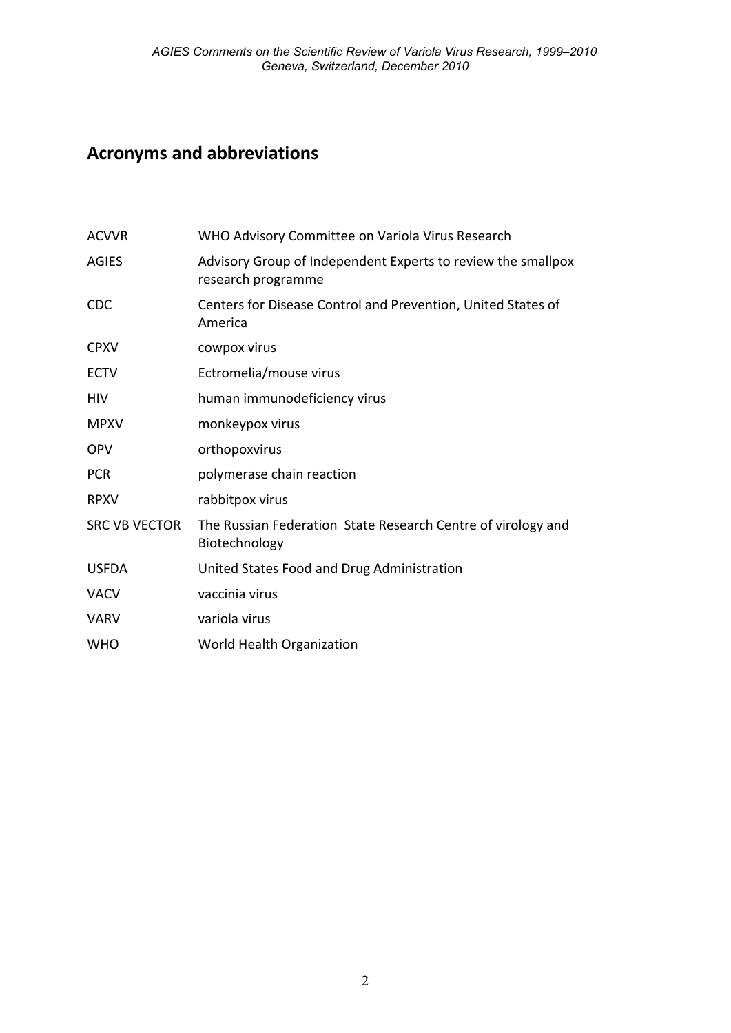## Acronyms and abbreviations

| | |
|---|---|
| ACVVR | WHO Advisory Committee on Variola Virus Research |
| AGIES | Advisory Group of Independent Experts to review the smallpox research programme |
| CDC | Centers for Disease Control and Prevention, United States of America |
| CPXV | cowpox virus |
| ECTV | Ectromelia/mouse virus |
| HIV | human immunodeficiency virus |
| MPXV | monkeypox virus |
| OPV | orthopoxvirus |
| PCR | polymerase chain reaction |
| RPXV | rabbitpox virus |
| SRC VB VECTOR | The Russian Federation State Research Centre of virology and Biotechnology |
| USFDA | United States Food and Drug Administration |
| VACV | vaccinia virus |
| VARV | variola virus |
| WHO | World Health Organization |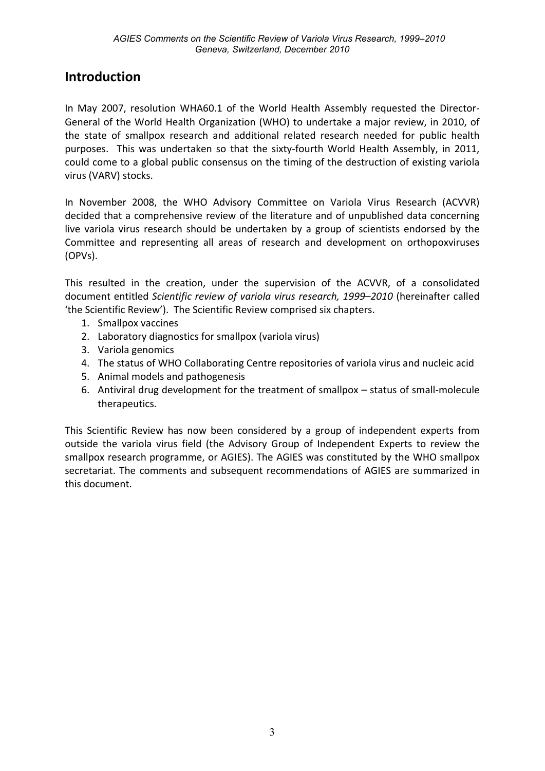## Introduction

In May 2007, resolution WHA60.1 of the World Health Assembly requested the Director-General of the World Health Organization (WHO) to undertake a major review, in 2010, of the state of smallpox research and additional related research needed for public health purposes. This was undertaken so that the sixty-fourth World Health Assembly, in 2011, could come to a global public consensus on the timing of the destruction of existing variola virus (VARV) stocks.

In November 2008, the WHO Advisory Committee on Variola Virus Research (ACVVR) decided that a comprehensive review of the literature and of unpublished data concerning live variola virus research should be undertaken by a group of scientists endorsed by the Committee and representing all areas of research and development on orthopoxviruses (OPVs).

This resulted in the creation, under the supervision of the ACVVR, of a consolidated document entitled *Scientific review of variola virus research, 1999–2010* (hereinafter called 'the Scientific Review'). The Scientific Review comprised six chapters.

1. Smallpox vaccines
2. Laboratory diagnostics for smallpox (variola virus)
3. Variola genomics
4. The status of WHO Collaborating Centre repositories of variola virus and nucleic acid
5. Animal models and pathogenesis
6. Antiviral drug development for the treatment of smallpox – status of small-molecule therapeutics.

This Scientific Review has now been considered by a group of independent experts from outside the variola virus field (the Advisory Group of Independent Experts to review the smallpox research programme, or AGIES). The AGIES was constituted by the WHO smallpox secretariat. The comments and subsequent recommendations of AGIES are summarized in this document.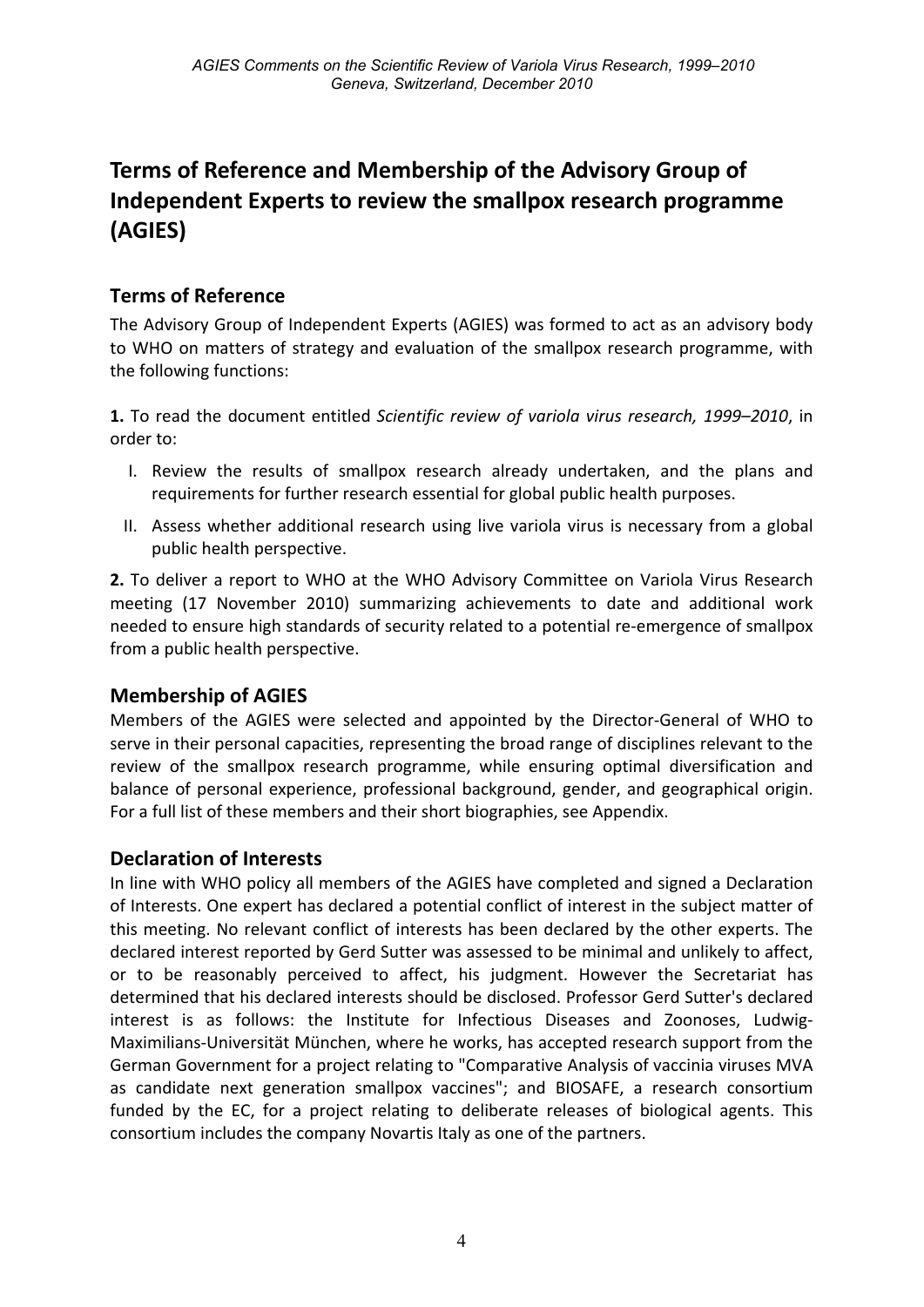# Terms of Reference and Membership of the Advisory Group of Independent Experts to review the smallpox research programme (AGIES)

## Terms of Reference

The Advisory Group of Independent Experts (AGIES) was formed to act as an advisory body to WHO on matters of strategy and evaluation of the smallpox research programme, with the following functions:

**1.** To read the document entitled *Scientific review of variola virus research, 1999–2010*, in order to:

I. Review the results of smallpox research already undertaken, and the plans and requirements for further research essential for global public health purposes.

II. Assess whether additional research using live variola virus is necessary from a global public health perspective.

**2.** To deliver a report to WHO at the WHO Advisory Committee on Variola Virus Research meeting (17 November 2010) summarizing achievements to date and additional work needed to ensure high standards of security related to a potential re-emergence of smallpox from a public health perspective.

## Membership of AGIES

Members of the AGIES were selected and appointed by the Director-General of WHO to serve in their personal capacities, representing the broad range of disciplines relevant to the review of the smallpox research programme, while ensuring optimal diversification and balance of personal experience, professional background, gender, and geographical origin. For a full list of these members and their short biographies, see Appendix.

## Declaration of Interests

In line with WHO policy all members of the AGIES have completed and signed a Declaration of Interests. One expert has declared a potential conflict of interest in the subject matter of this meeting. No relevant conflict of interests has been declared by the other experts. The declared interest reported by Gerd Sutter was assessed to be minimal and unlikely to affect, or to be reasonably perceived to affect, his judgment. However the Secretariat has determined that his declared interests should be disclosed. Professor Gerd Sutter's declared interest is as follows: the Institute for Infectious Diseases and Zoonoses, Ludwig-Maximilians-Universität München, where he works, has accepted research support from the German Government for a project relating to "Comparative Analysis of vaccinia viruses MVA as candidate next generation smallpox vaccines"; and BIOSAFE, a research consortium funded by the EC, for a project relating to deliberate releases of biological agents. This consortium includes the company Novartis Italy as one of the partners.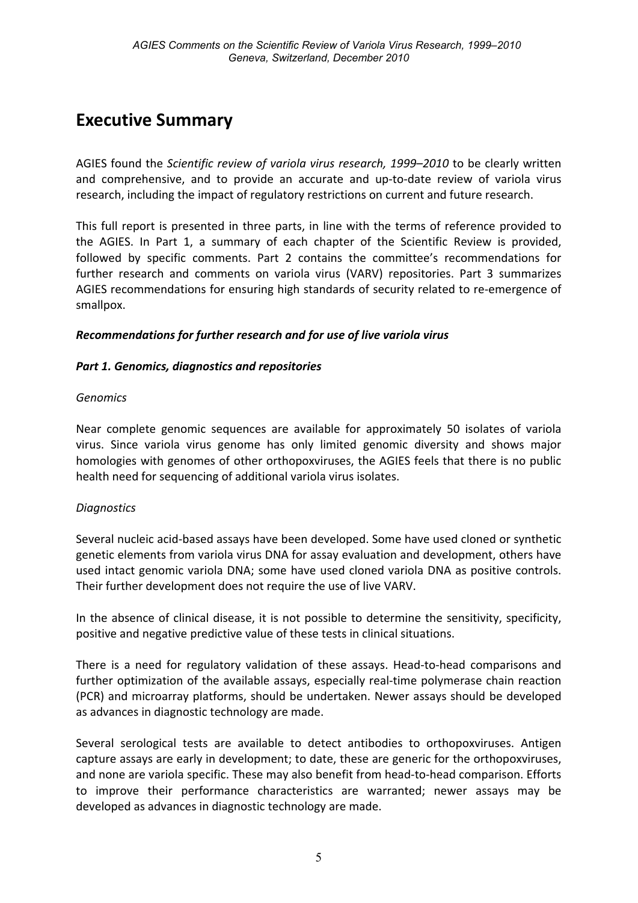# Executive Summary

AGIES found the *Scientific review of variola virus research, 1999–2010* to be clearly written and comprehensive, and to provide an accurate and up-to-date review of variola virus research, including the impact of regulatory restrictions on current and future research.

This full report is presented in three parts, in line with the terms of reference provided to the AGIES. In Part 1, a summary of each chapter of the Scientific Review is provided, followed by specific comments. Part 2 contains the committee's recommendations for further research and comments on variola virus (VARV) repositories. Part 3 summarizes AGIES recommendations for ensuring high standards of security related to re-emergence of smallpox.

***Recommendations for further research and for use of live variola virus***

***Part 1. Genomics, diagnostics and repositories***

*Genomics*

Near complete genomic sequences are available for approximately 50 isolates of variola virus. Since variola virus genome has only limited genomic diversity and shows major homologies with genomes of other orthopoxviruses, the AGIES feels that there is no public health need for sequencing of additional variola virus isolates.

*Diagnostics*

Several nucleic acid-based assays have been developed. Some have used cloned or synthetic genetic elements from variola virus DNA for assay evaluation and development, others have used intact genomic variola DNA; some have used cloned variola DNA as positive controls. Their further development does not require the use of live VARV.

In the absence of clinical disease, it is not possible to determine the sensitivity, specificity, positive and negative predictive value of these tests in clinical situations.

There is a need for regulatory validation of these assays. Head-to-head comparisons and further optimization of the available assays, especially real-time polymerase chain reaction (PCR) and microarray platforms, should be undertaken. Newer assays should be developed as advances in diagnostic technology are made.

Several serological tests are available to detect antibodies to orthopoxviruses. Antigen capture assays are early in development; to date, these are generic for the orthopoxviruses, and none are variola specific. These may also benefit from head-to-head comparison. Efforts to improve their performance characteristics are warranted; newer assays may be developed as advances in diagnostic technology are made.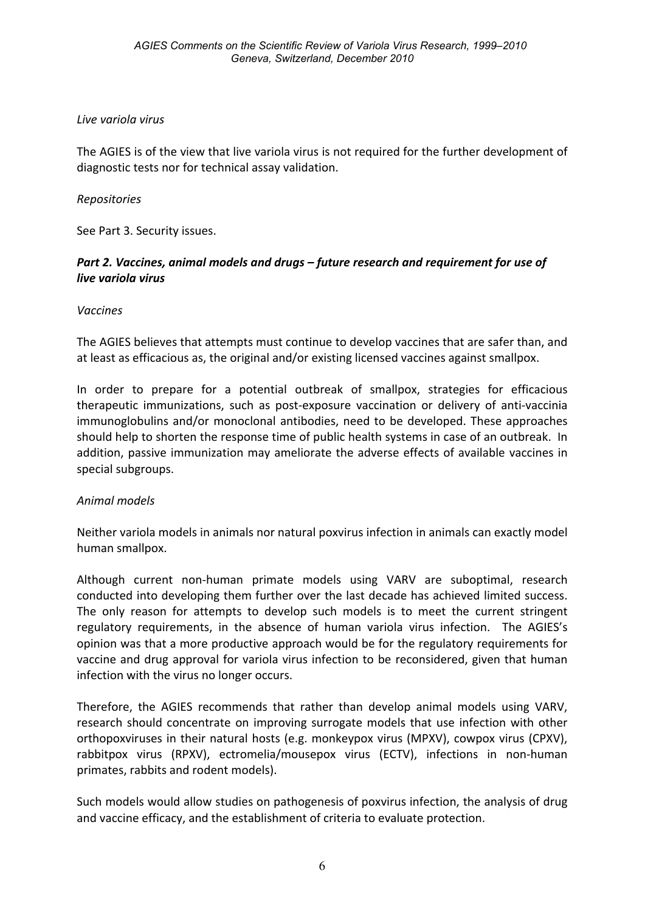*Live variola virus*

The AGIES is of the view that live variola virus is not required for the further development of diagnostic tests nor for technical assay validation.

*Repositories*

See Part 3. Security issues.

### *Part 2. Vaccines, animal models and drugs – future research and requirement for use of live variola virus*

*Vaccines*

The AGIES believes that attempts must continue to develop vaccines that are safer than, and at least as efficacious as, the original and/or existing licensed vaccines against smallpox.

In order to prepare for a potential outbreak of smallpox, strategies for efficacious therapeutic immunizations, such as post-exposure vaccination or delivery of anti-vaccinia immunoglobulins and/or monoclonal antibodies, need to be developed. These approaches should help to shorten the response time of public health systems in case of an outbreak. In addition, passive immunization may ameliorate the adverse effects of available vaccines in special subgroups.

*Animal models*

Neither variola models in animals nor natural poxvirus infection in animals can exactly model human smallpox.

Although current non-human primate models using VARV are suboptimal, research conducted into developing them further over the last decade has achieved limited success. The only reason for attempts to develop such models is to meet the current stringent regulatory requirements, in the absence of human variola virus infection. The AGIES's opinion was that a more productive approach would be for the regulatory requirements for vaccine and drug approval for variola virus infection to be reconsidered, given that human infection with the virus no longer occurs.

Therefore, the AGIES recommends that rather than develop animal models using VARV, research should concentrate on improving surrogate models that use infection with other orthopoxviruses in their natural hosts (e.g. monkeypox virus (MPXV), cowpox virus (CPXV), rabbitpox virus (RPXV), ectromelia/mousepox virus (ECTV), infections in non-human primates, rabbits and rodent models).

Such models would allow studies on pathogenesis of poxvirus infection, the analysis of drug and vaccine efficacy, and the establishment of criteria to evaluate protection.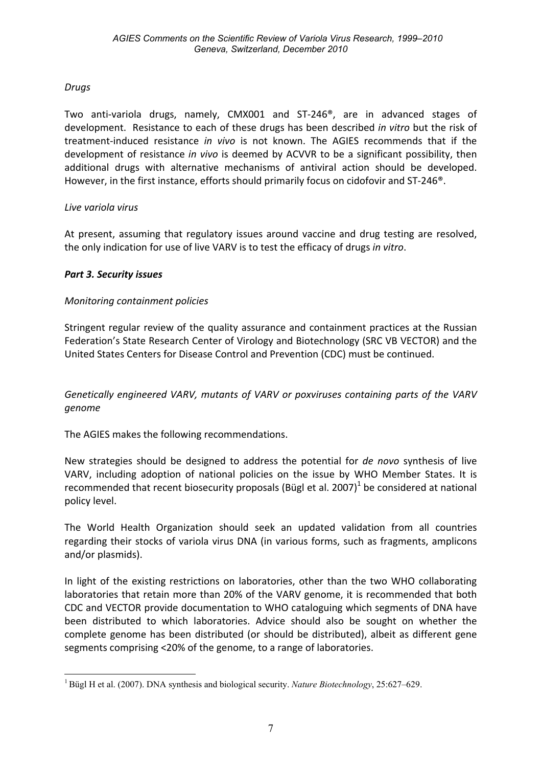*Drugs*

Two anti-variola drugs, namely, CMX001 and ST-246®, are in advanced stages of development. Resistance to each of these drugs has been described *in vitro* but the risk of treatment-induced resistance *in vivo* is not known. The AGIES recommends that if the development of resistance *in vivo* is deemed by ACVVR to be a significant possibility, then additional drugs with alternative mechanisms of antiviral action should be developed. However, in the first instance, efforts should primarily focus on cidofovir and ST-246®.

*Live variola virus*

At present, assuming that regulatory issues around vaccine and drug testing are resolved, the only indication for use of live VARV is to test the efficacy of drugs *in vitro*.

***Part 3. Security issues***

*Monitoring containment policies*

Stringent regular review of the quality assurance and containment practices at the Russian Federation's State Research Center of Virology and Biotechnology (SRC VB VECTOR) and the United States Centers for Disease Control and Prevention (CDC) must be continued.

*Genetically engineered VARV, mutants of VARV or poxviruses containing parts of the VARV genome*

The AGIES makes the following recommendations.

New strategies should be designed to address the potential for *de novo* synthesis of live VARV, including adoption of national policies on the issue by WHO Member States. It is recommended that recent biosecurity proposals (Bügl et al. 2007)[1] be considered at national policy level.

The World Health Organization should seek an updated validation from all countries regarding their stocks of variola virus DNA (in various forms, such as fragments, amplicons and/or plasmids).

In light of the existing restrictions on laboratories, other than the two WHO collaborating laboratories that retain more than 20% of the VARV genome, it is recommended that both CDC and VECTOR provide documentation to WHO cataloguing which segments of DNA have been distributed to which laboratories. Advice should also be sought on whether the complete genome has been distributed (or should be distributed), albeit as different gene segments comprising <20% of the genome, to a range of laboratories.

---

[1] Bügl H et al. (2007). DNA synthesis and biological security. *Nature Biotechnology*, 25:627–629.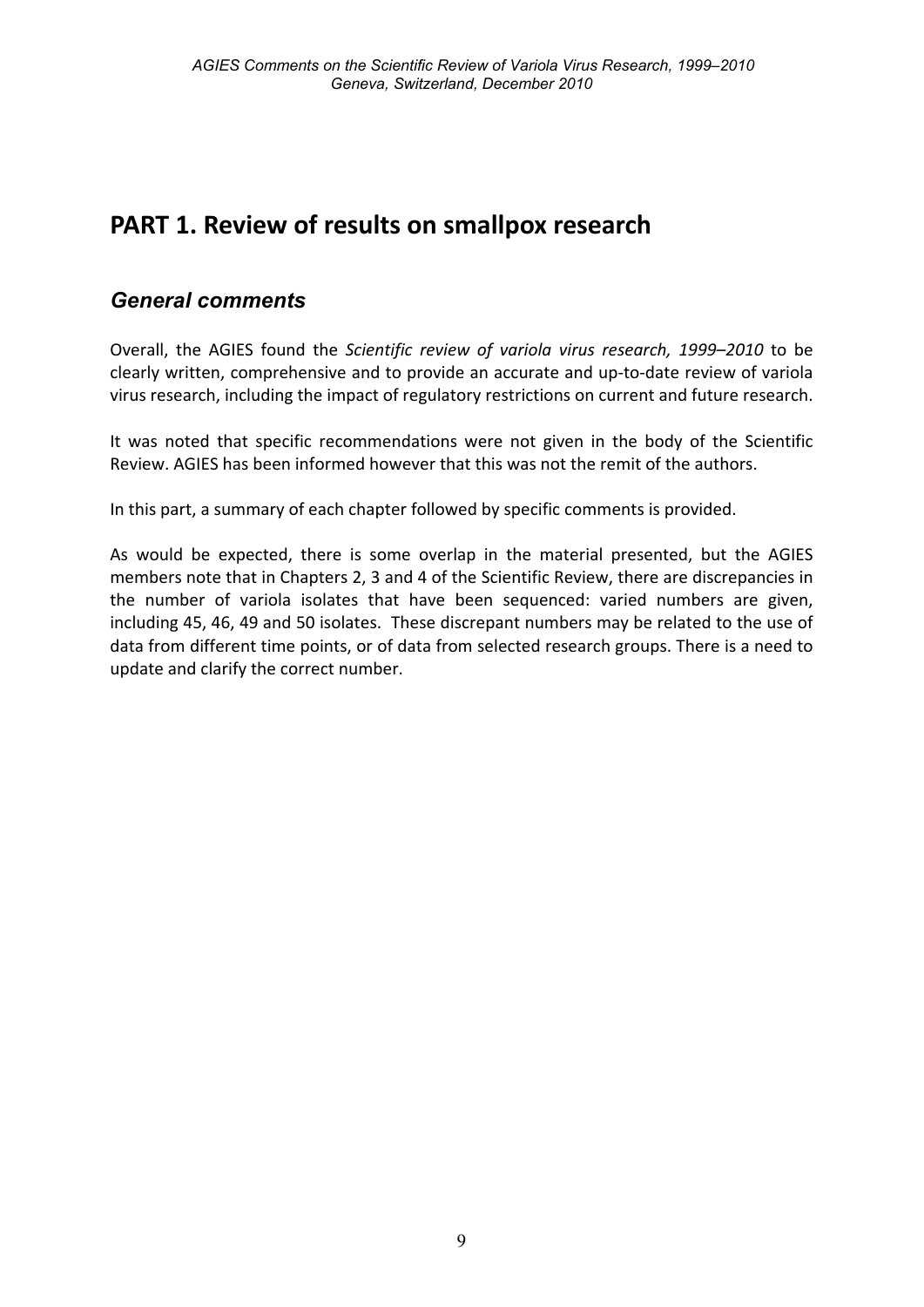# PART 1. Review of results on smallpox research

## *General comments*

Overall, the AGIES found the *Scientific review of variola virus research, 1999–2010* to be clearly written, comprehensive and to provide an accurate and up-to-date review of variola virus research, including the impact of regulatory restrictions on current and future research.

It was noted that specific recommendations were not given in the body of the Scientific Review. AGIES has been informed however that this was not the remit of the authors.

In this part, a summary of each chapter followed by specific comments is provided.

As would be expected, there is some overlap in the material presented, but the AGIES members note that in Chapters 2, 3 and 4 of the Scientific Review, there are discrepancies in the number of variola isolates that have been sequenced: varied numbers are given, including 45, 46, 49 and 50 isolates. These discrepant numbers may be related to the use of data from different time points, or of data from selected research groups. There is a need to update and clarify the correct number.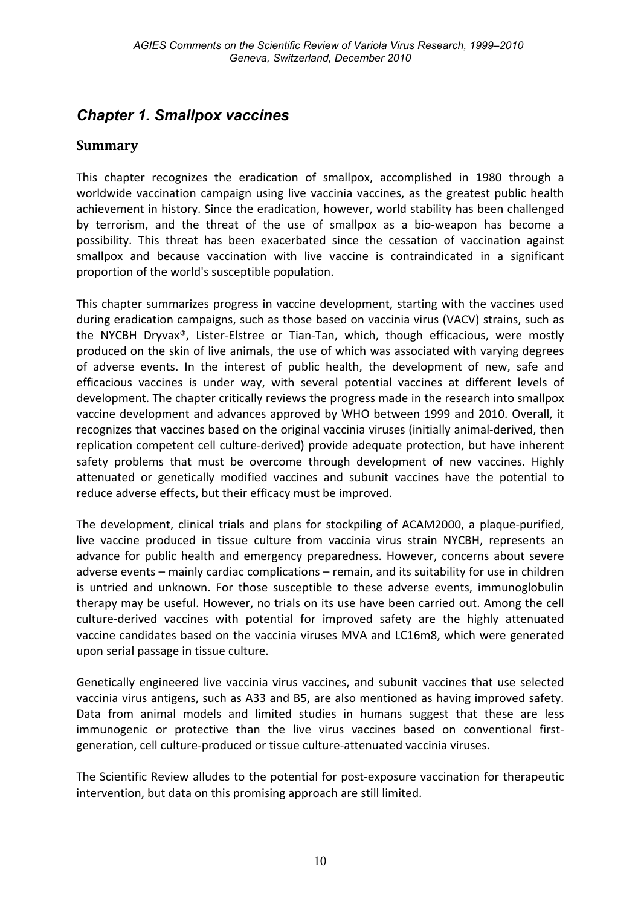## *Chapter 1. Smallpox vaccines*

### Summary

This chapter recognizes the eradication of smallpox, accomplished in 1980 through a worldwide vaccination campaign using live vaccinia vaccines, as the greatest public health achievement in history. Since the eradication, however, world stability has been challenged by terrorism, and the threat of the use of smallpox as a bio-weapon has become a possibility. This threat has been exacerbated since the cessation of vaccination against smallpox and because vaccination with live vaccine is contraindicated in a significant proportion of the world's susceptible population.

This chapter summarizes progress in vaccine development, starting with the vaccines used during eradication campaigns, such as those based on vaccinia virus (VACV) strains, such as the NYCBH Dryvax®, Lister-Elstree or Tian-Tan, which, though efficacious, were mostly produced on the skin of live animals, the use of which was associated with varying degrees of adverse events. In the interest of public health, the development of new, safe and efficacious vaccines is under way, with several potential vaccines at different levels of development. The chapter critically reviews the progress made in the research into smallpox vaccine development and advances approved by WHO between 1999 and 2010. Overall, it recognizes that vaccines based on the original vaccinia viruses (initially animal-derived, then replication competent cell culture-derived) provide adequate protection, but have inherent safety problems that must be overcome through development of new vaccines. Highly attenuated or genetically modified vaccines and subunit vaccines have the potential to reduce adverse effects, but their efficacy must be improved.

The development, clinical trials and plans for stockpiling of ACAM2000, a plaque-purified, live vaccine produced in tissue culture from vaccinia virus strain NYCBH, represents an advance for public health and emergency preparedness. However, concerns about severe adverse events – mainly cardiac complications – remain, and its suitability for use in children is untried and unknown. For those susceptible to these adverse events, immunoglobulin therapy may be useful. However, no trials on its use have been carried out. Among the cell culture-derived vaccines with potential for improved safety are the highly attenuated vaccine candidates based on the vaccinia viruses MVA and LC16m8, which were generated upon serial passage in tissue culture.

Genetically engineered live vaccinia virus vaccines, and subunit vaccines that use selected vaccinia virus antigens, such as A33 and B5, are also mentioned as having improved safety. Data from animal models and limited studies in humans suggest that these are less immunogenic or protective than the live virus vaccines based on conventional first-generation, cell culture-produced or tissue culture-attenuated vaccinia viruses.

The Scientific Review alludes to the potential for post-exposure vaccination for therapeutic intervention, but data on this promising approach are still limited.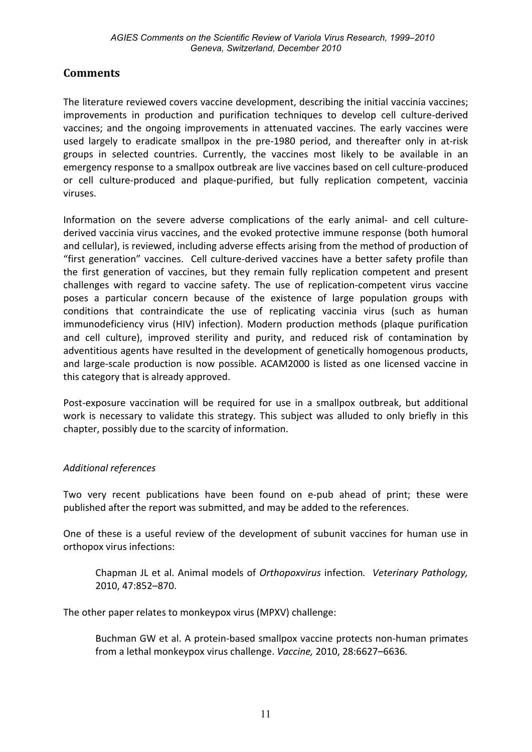## Comments

The literature reviewed covers vaccine development, describing the initial vaccinia vaccines; improvements in production and purification techniques to develop cell culture-derived vaccines; and the ongoing improvements in attenuated vaccines. The early vaccines were used largely to eradicate smallpox in the pre-1980 period, and thereafter only in at-risk groups in selected countries. Currently, the vaccines most likely to be available in an emergency response to a smallpox outbreak are live vaccines based on cell culture-produced or cell culture-produced and plaque-purified, but fully replication competent, vaccinia viruses.

Information on the severe adverse complications of the early animal- and cell culture-derived vaccinia virus vaccines, and the evoked protective immune response (both humoral and cellular), is reviewed, including adverse effects arising from the method of production of "first generation" vaccines. Cell culture-derived vaccines have a better safety profile than the first generation of vaccines, but they remain fully replication competent and present challenges with regard to vaccine safety. The use of replication-competent virus vaccine poses a particular concern because of the existence of large population groups with conditions that contraindicate the use of replicating vaccinia virus (such as human immunodeficiency virus (HIV) infection). Modern production methods (plaque purification and cell culture), improved sterility and purity, and reduced risk of contamination by adventitious agents have resulted in the development of genetically homogenous products, and large-scale production is now possible. ACAM2000 is listed as one licensed vaccine in this category that is already approved.

Post-exposure vaccination will be required for use in a smallpox outbreak, but additional work is necessary to validate this strategy. This subject was alluded to only briefly in this chapter, possibly due to the scarcity of information.

*Additional references*

Two very recent publications have been found on e-pub ahead of print; these were published after the report was submitted, and may be added to the references.

One of these is a useful review of the development of subunit vaccines for human use in orthopox virus infections:

> Chapman JL et al. Animal models of *Orthopoxvirus* infection*. Veterinary Pathology,* 2010, 47:852–870.

The other paper relates to monkeypox virus (MPXV) challenge:

> Buchman GW et al. A protein-based smallpox vaccine protects non-human primates from a lethal monkeypox virus challenge. *Vaccine,* 2010, 28:6627–6636*.*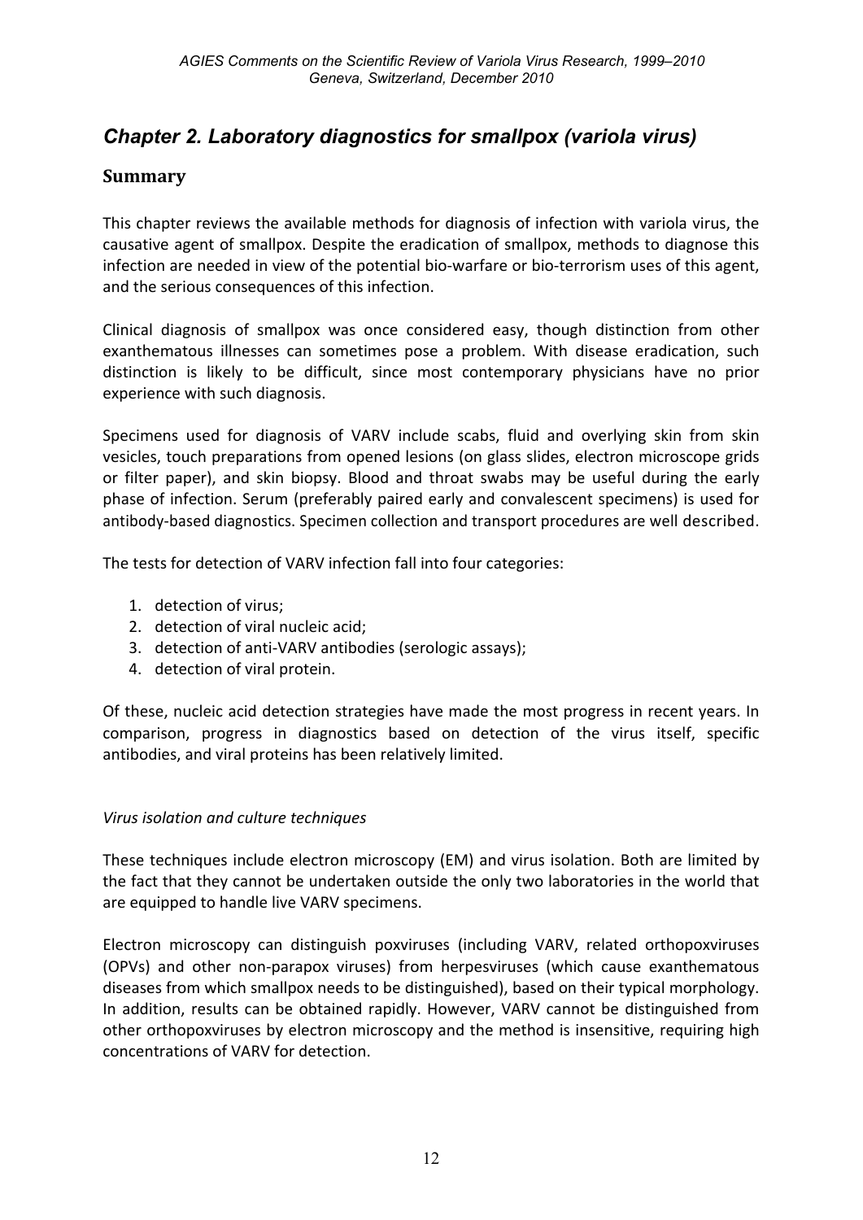## Chapter 2. Laboratory diagnostics for smallpox (variola virus)

### Summary

This chapter reviews the available methods for diagnosis of infection with variola virus, the causative agent of smallpox. Despite the eradication of smallpox, methods to diagnose this infection are needed in view of the potential bio-warfare or bio-terrorism uses of this agent, and the serious consequences of this infection.

Clinical diagnosis of smallpox was once considered easy, though distinction from other exanthematous illnesses can sometimes pose a problem. With disease eradication, such distinction is likely to be difficult, since most contemporary physicians have no prior experience with such diagnosis.

Specimens used for diagnosis of VARV include scabs, fluid and overlying skin from skin vesicles, touch preparations from opened lesions (on glass slides, electron microscope grids or filter paper), and skin biopsy. Blood and throat swabs may be useful during the early phase of infection. Serum (preferably paired early and convalescent specimens) is used for antibody-based diagnostics. Specimen collection and transport procedures are well described.

The tests for detection of VARV infection fall into four categories:

1. detection of virus;
2. detection of viral nucleic acid;
3. detection of anti-VARV antibodies (serologic assays);
4. detection of viral protein.

Of these, nucleic acid detection strategies have made the most progress in recent years. In comparison, progress in diagnostics based on detection of the virus itself, specific antibodies, and viral proteins has been relatively limited.

*Virus isolation and culture techniques*

These techniques include electron microscopy (EM) and virus isolation. Both are limited by the fact that they cannot be undertaken outside the only two laboratories in the world that are equipped to handle live VARV specimens.

Electron microscopy can distinguish poxviruses (including VARV, related orthopoxviruses (OPVs) and other non-parapox viruses) from herpesviruses (which cause exanthematous diseases from which smallpox needs to be distinguished), based on their typical morphology. In addition, results can be obtained rapidly. However, VARV cannot be distinguished from other orthopoxviruses by electron microscopy and the method is insensitive, requiring high concentrations of VARV for detection.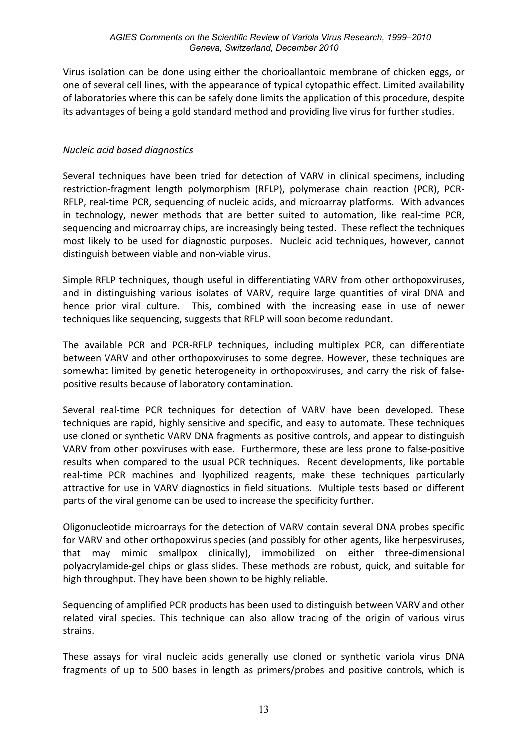Virus isolation can be done using either the chorioallantoic membrane of chicken eggs, or one of several cell lines, with the appearance of typical cytopathic effect. Limited availability of laboratories where this can be safely done limits the application of this procedure, despite its advantages of being a gold standard method and providing live virus for further studies.

*Nucleic acid based diagnostics*

Several techniques have been tried for detection of VARV in clinical specimens, including restriction-fragment length polymorphism (RFLP), polymerase chain reaction (PCR), PCR-RFLP, real-time PCR, sequencing of nucleic acids, and microarray platforms. With advances in technology, newer methods that are better suited to automation, like real-time PCR, sequencing and microarray chips, are increasingly being tested. These reflect the techniques most likely to be used for diagnostic purposes. Nucleic acid techniques, however, cannot distinguish between viable and non-viable virus.

Simple RFLP techniques, though useful in differentiating VARV from other orthopoxviruses, and in distinguishing various isolates of VARV, require large quantities of viral DNA and hence prior viral culture. This, combined with the increasing ease in use of newer techniques like sequencing, suggests that RFLP will soon become redundant.

The available PCR and PCR-RFLP techniques, including multiplex PCR, can differentiate between VARV and other orthopoxviruses to some degree. However, these techniques are somewhat limited by genetic heterogeneity in orthopoxviruses, and carry the risk of false-positive results because of laboratory contamination.

Several real-time PCR techniques for detection of VARV have been developed. These techniques are rapid, highly sensitive and specific, and easy to automate. These techniques use cloned or synthetic VARV DNA fragments as positive controls, and appear to distinguish VARV from other poxviruses with ease. Furthermore, these are less prone to false-positive results when compared to the usual PCR techniques. Recent developments, like portable real-time PCR machines and lyophilized reagents, make these techniques particularly attractive for use in VARV diagnostics in field situations. Multiple tests based on different parts of the viral genome can be used to increase the specificity further.

Oligonucleotide microarrays for the detection of VARV contain several DNA probes specific for VARV and other orthopoxvirus species (and possibly for other agents, like herpesviruses, that may mimic smallpox clinically), immobilized on either three-dimensional polyacrylamide-gel chips or glass slides. These methods are robust, quick, and suitable for high throughput. They have been shown to be highly reliable.

Sequencing of amplified PCR products has been used to distinguish between VARV and other related viral species. This technique can also allow tracing of the origin of various virus strains.

These assays for viral nucleic acids generally use cloned or synthetic variola virus DNA fragments of up to 500 bases in length as primers/probes and positive controls, which is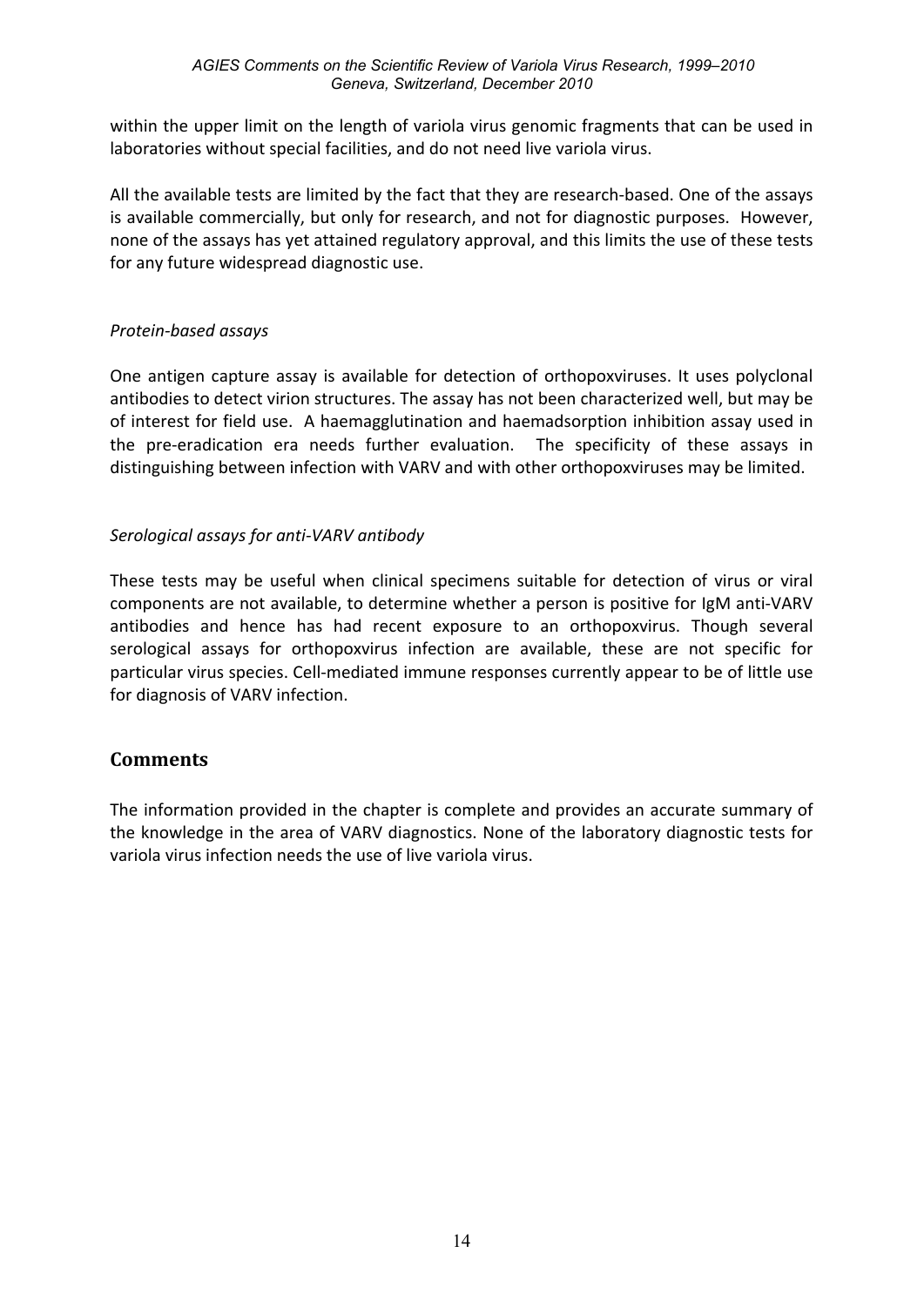within the upper limit on the length of variola virus genomic fragments that can be used in laboratories without special facilities, and do not need live variola virus.

All the available tests are limited by the fact that they are research-based. One of the assays is available commercially, but only for research, and not for diagnostic purposes. However, none of the assays has yet attained regulatory approval, and this limits the use of these tests for any future widespread diagnostic use.

*Protein-based assays*

One antigen capture assay is available for detection of orthopoxviruses. It uses polyclonal antibodies to detect virion structures. The assay has not been characterized well, but may be of interest for field use. A haemagglutination and haemadsorption inhibition assay used in the pre-eradication era needs further evaluation. The specificity of these assays in distinguishing between infection with VARV and with other orthopoxviruses may be limited.

*Serological assays for anti-VARV antibody*

These tests may be useful when clinical specimens suitable for detection of virus or viral components are not available, to determine whether a person is positive for IgM anti-VARV antibodies and hence has had recent exposure to an orthopoxvirus. Though several serological assays for orthopoxvirus infection are available, these are not specific for particular virus species. Cell-mediated immune responses currently appear to be of little use for diagnosis of VARV infection.

## Comments

The information provided in the chapter is complete and provides an accurate summary of the knowledge in the area of VARV diagnostics. None of the laboratory diagnostic tests for variola virus infection needs the use of live variola virus.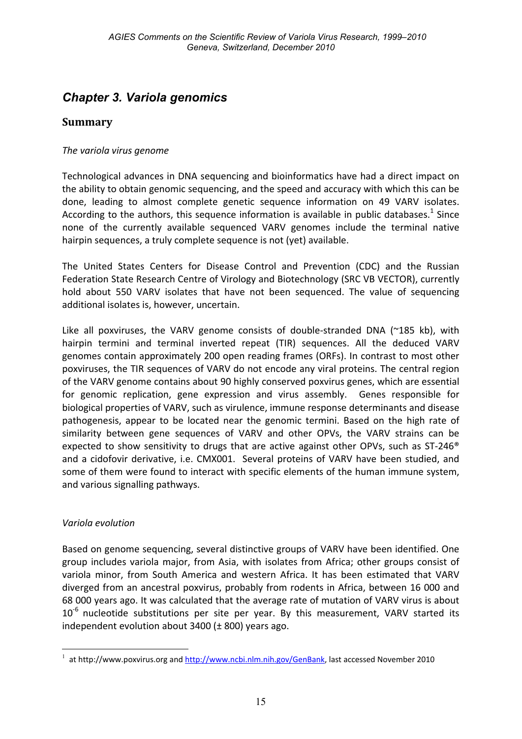# *Chapter 3. Variola genomics*

## Summary

*The variola virus genome*

Technological advances in DNA sequencing and bioinformatics have had a direct impact on the ability to obtain genomic sequencing, and the speed and accuracy with which this can be done, leading to almost complete genetic sequence information on 49 VARV isolates. According to the authors, this sequence information is available in public databases.[1] Since none of the currently available sequenced VARV genomes include the terminal native hairpin sequences, a truly complete sequence is not (yet) available.

The United States Centers for Disease Control and Prevention (CDC) and the Russian Federation State Research Centre of Virology and Biotechnology (SRC VB VECTOR), currently hold about 550 VARV isolates that have not been sequenced. The value of sequencing additional isolates is, however, uncertain.

Like all poxviruses, the VARV genome consists of double-stranded DNA (~185 kb), with hairpin termini and terminal inverted repeat (TIR) sequences. All the deduced VARV genomes contain approximately 200 open reading frames (ORFs). In contrast to most other poxviruses, the TIR sequences of VARV do not encode any viral proteins. The central region of the VARV genome contains about 90 highly conserved poxvirus genes, which are essential for genomic replication, gene expression and virus assembly. Genes responsible for biological properties of VARV, such as virulence, immune response determinants and disease pathogenesis, appear to be located near the genomic termini. Based on the high rate of similarity between gene sequences of VARV and other OPVs, the VARV strains can be expected to show sensitivity to drugs that are active against other OPVs, such as ST-246® and a cidofovir derivative, i.e. CMX001. Several proteins of VARV have been studied, and some of them were found to interact with specific elements of the human immune system, and various signalling pathways.

*Variola evolution*

Based on genome sequencing, several distinctive groups of VARV have been identified. One group includes variola major, from Asia, with isolates from Africa; other groups consist of variola minor, from South America and western Africa. It has been estimated that VARV diverged from an ancestral poxvirus, probably from rodents in Africa, between 16 000 and 68 000 years ago. It was calculated that the average rate of mutation of VARV virus is about $10^{-6}$ nucleotide substitutions per site per year. By this measurement, VARV started its independent evolution about 3400 (± 800) years ago.

---

[1] at http://www.poxvirus.org and http://www.ncbi.nlm.nih.gov/GenBank, last accessed November 2010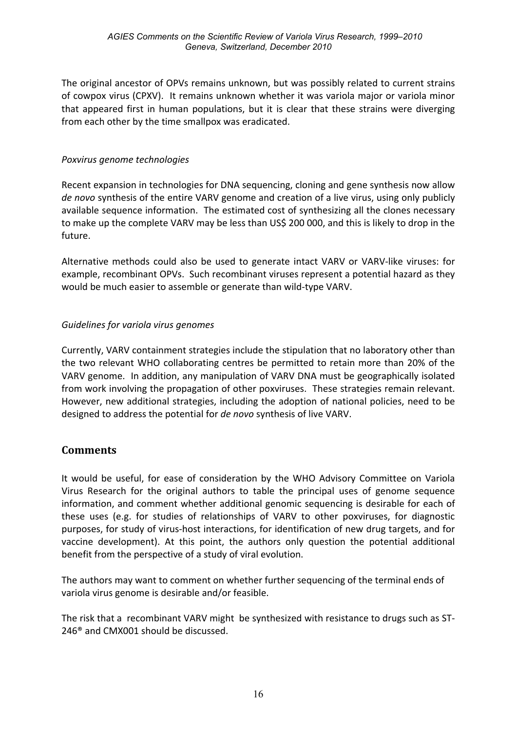The original ancestor of OPVs remains unknown, but was possibly related to current strains of cowpox virus (CPXV). It remains unknown whether it was variola major or variola minor that appeared first in human populations, but it is clear that these strains were diverging from each other by the time smallpox was eradicated.

*Poxvirus genome technologies*

Recent expansion in technologies for DNA sequencing, cloning and gene synthesis now allow *de novo* synthesis of the entire VARV genome and creation of a live virus, using only publicly available sequence information. The estimated cost of synthesizing all the clones necessary to make up the complete VARV may be less than US$ 200 000, and this is likely to drop in the future.

Alternative methods could also be used to generate intact VARV or VARV-like viruses: for example, recombinant OPVs. Such recombinant viruses represent a potential hazard as they would be much easier to assemble or generate than wild-type VARV.

*Guidelines for variola virus genomes*

Currently, VARV containment strategies include the stipulation that no laboratory other than the two relevant WHO collaborating centres be permitted to retain more than 20% of the VARV genome. In addition, any manipulation of VARV DNA must be geographically isolated from work involving the propagation of other poxviruses. These strategies remain relevant. However, new additional strategies, including the adoption of national policies, need to be designed to address the potential for *de novo* synthesis of live VARV.

## Comments

It would be useful, for ease of consideration by the WHO Advisory Committee on Variola Virus Research for the original authors to table the principal uses of genome sequence information, and comment whether additional genomic sequencing is desirable for each of these uses (e.g. for studies of relationships of VARV to other poxviruses, for diagnostic purposes, for study of virus-host interactions, for identification of new drug targets, and for vaccine development). At this point, the authors only question the potential additional benefit from the perspective of a study of viral evolution.

The authors may want to comment on whether further sequencing of the terminal ends of variola virus genome is desirable and/or feasible.

The risk that a recombinant VARV might be synthesized with resistance to drugs such as ST-246® and CMX001 should be discussed.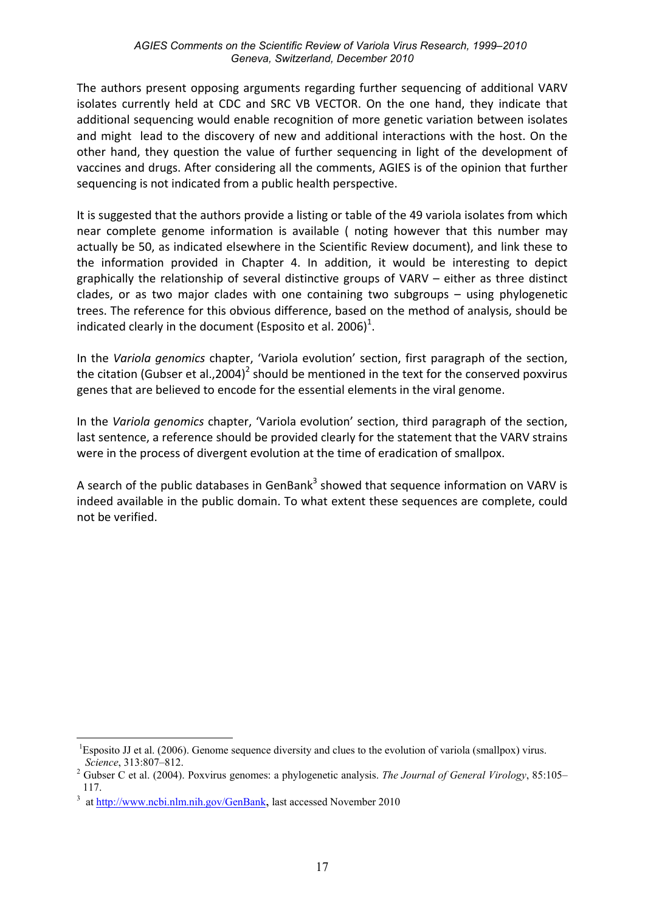The authors present opposing arguments regarding further sequencing of additional VARV isolates currently held at CDC and SRC VB VECTOR. On the one hand, they indicate that additional sequencing would enable recognition of more genetic variation between isolates and might lead to the discovery of new and additional interactions with the host. On the other hand, they question the value of further sequencing in light of the development of vaccines and drugs. After considering all the comments, AGIES is of the opinion that further sequencing is not indicated from a public health perspective.

It is suggested that the authors provide a listing or table of the 49 variola isolates from which near complete genome information is available ( noting however that this number may actually be 50, as indicated elsewhere in the Scientific Review document), and link these to the information provided in Chapter 4. In addition, it would be interesting to depict graphically the relationship of several distinctive groups of VARV – either as three distinct clades, or as two major clades with one containing two subgroups – using phylogenetic trees. The reference for this obvious difference, based on the method of analysis, should be indicated clearly in the document (Esposito et al. 2006)[1].

In the *Variola genomics* chapter, 'Variola evolution' section, first paragraph of the section, the citation (Gubser et al.,2004)[2] should be mentioned in the text for the conserved poxvirus genes that are believed to encode for the essential elements in the viral genome.

In the *Variola genomics* chapter, 'Variola evolution' section, third paragraph of the section, last sentence, a reference should be provided clearly for the statement that the VARV strains were in the process of divergent evolution at the time of eradication of smallpox.

A search of the public databases in GenBank[3] showed that sequence information on VARV is indeed available in the public domain. To what extent these sequences are complete, could not be verified.

---

[1] Esposito JJ et al. (2006). Genome sequence diversity and clues to the evolution of variola (smallpox) virus. *Science*, 313:807–812.

[2] Gubser C et al. (2004). Poxvirus genomes: a phylogenetic analysis. *The Journal of General Virology*, 85:105–117.

[3] at http://www.ncbi.nlm.nih.gov/GenBank, last accessed November 2010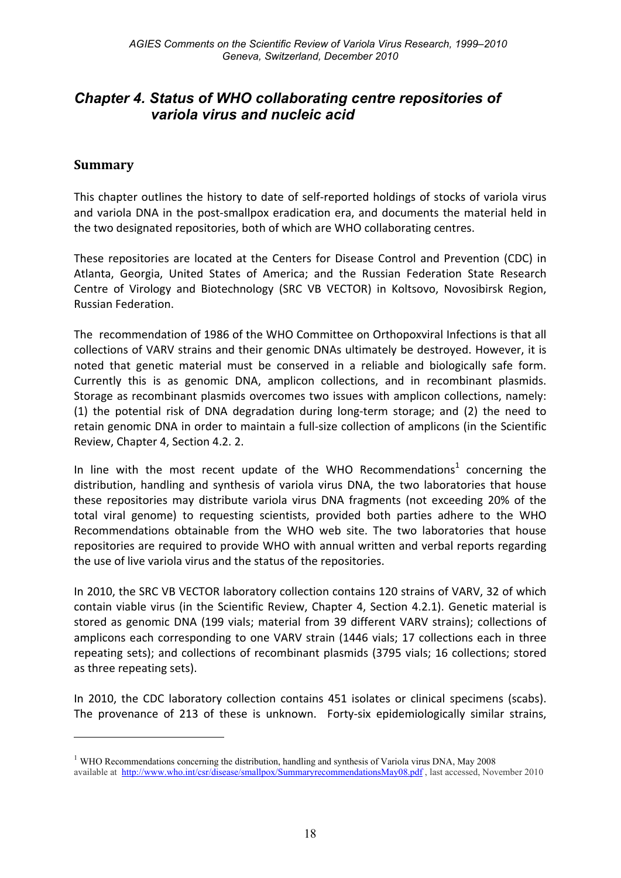## *Chapter 4. Status of WHO collaborating centre repositories of variola virus and nucleic acid*

### Summary

This chapter outlines the history to date of self-reported holdings of stocks of variola virus and variola DNA in the post-smallpox eradication era, and documents the material held in the two designated repositories, both of which are WHO collaborating centres.

These repositories are located at the Centers for Disease Control and Prevention (CDC) in Atlanta, Georgia, United States of America; and the Russian Federation State Research Centre of Virology and Biotechnology (SRC VB VECTOR) in Koltsovo, Novosibirsk Region, Russian Federation.

The recommendation of 1986 of the WHO Committee on Orthopoxviral Infections is that all collections of VARV strains and their genomic DNAs ultimately be destroyed. However, it is noted that genetic material must be conserved in a reliable and biologically safe form. Currently this is as genomic DNA, amplicon collections, and in recombinant plasmids. Storage as recombinant plasmids overcomes two issues with amplicon collections, namely: (1) the potential risk of DNA degradation during long-term storage; and (2) the need to retain genomic DNA in order to maintain a full-size collection of amplicons (in the Scientific Review, Chapter 4, Section 4.2. 2.

In line with the most recent update of the WHO Recommendations[1] concerning the distribution, handling and synthesis of variola virus DNA, the two laboratories that house these repositories may distribute variola virus DNA fragments (not exceeding 20% of the total viral genome) to requesting scientists, provided both parties adhere to the WHO Recommendations obtainable from the WHO web site. The two laboratories that house repositories are required to provide WHO with annual written and verbal reports regarding the use of live variola virus and the status of the repositories.

In 2010, the SRC VB VECTOR laboratory collection contains 120 strains of VARV, 32 of which contain viable virus (in the Scientific Review, Chapter 4, Section 4.2.1). Genetic material is stored as genomic DNA (199 vials; material from 39 different VARV strains); collections of amplicons each corresponding to one VARV strain (1446 vials; 17 collections each in three repeating sets); and collections of recombinant plasmids (3795 vials; 16 collections; stored as three repeating sets).

In 2010, the CDC laboratory collection contains 451 isolates or clinical specimens (scabs). The provenance of 213 of these is unknown. Forty-six epidemiologically similar strains,

---

[1] WHO Recommendations concerning the distribution, handling and synthesis of Variola virus DNA, May 2008 available at http://www.who.int/csr/disease/smallpox/SummaryrecommendationsMay08.pdf , last accessed, November 2010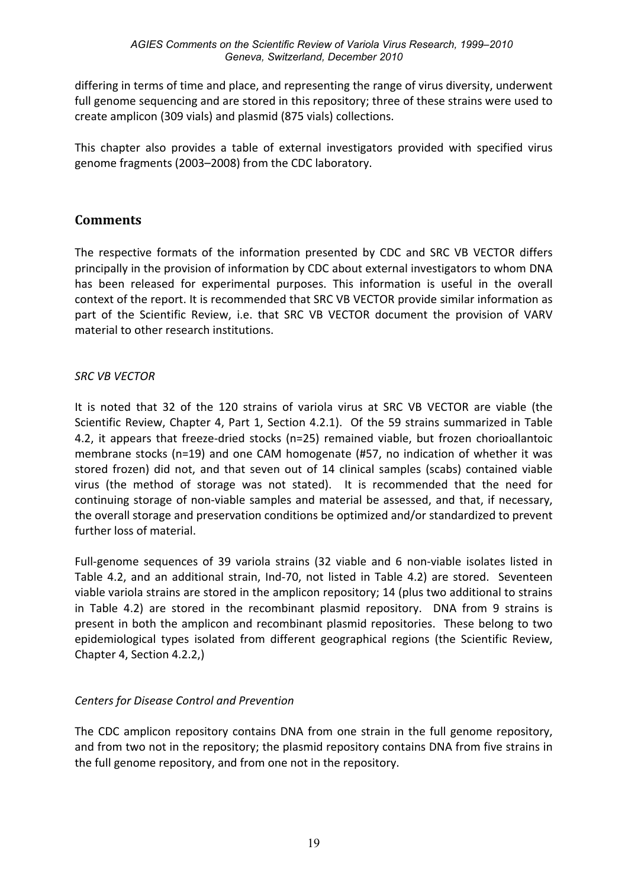differing in terms of time and place, and representing the range of virus diversity, underwent full genome sequencing and are stored in this repository; three of these strains were used to create amplicon (309 vials) and plasmid (875 vials) collections.

This chapter also provides a table of external investigators provided with specified virus genome fragments (2003–2008) from the CDC laboratory.

## Comments

The respective formats of the information presented by CDC and SRC VB VECTOR differs principally in the provision of information by CDC about external investigators to whom DNA has been released for experimental purposes. This information is useful in the overall context of the report. It is recommended that SRC VB VECTOR provide similar information as part of the Scientific Review, i.e. that SRC VB VECTOR document the provision of VARV material to other research institutions.

*SRC VB VECTOR*

It is noted that 32 of the 120 strains of variola virus at SRC VB VECTOR are viable (the Scientific Review, Chapter 4, Part 1, Section 4.2.1). Of the 59 strains summarized in Table 4.2, it appears that freeze-dried stocks (n=25) remained viable, but frozen chorioallantoic membrane stocks (n=19) and one CAM homogenate (#57, no indication of whether it was stored frozen) did not, and that seven out of 14 clinical samples (scabs) contained viable virus (the method of storage was not stated). It is recommended that the need for continuing storage of non-viable samples and material be assessed, and that, if necessary, the overall storage and preservation conditions be optimized and/or standardized to prevent further loss of material.

Full-genome sequences of 39 variola strains (32 viable and 6 non-viable isolates listed in Table 4.2, and an additional strain, Ind-70, not listed in Table 4.2) are stored. Seventeen viable variola strains are stored in the amplicon repository; 14 (plus two additional to strains in Table 4.2) are stored in the recombinant plasmid repository. DNA from 9 strains is present in both the amplicon and recombinant plasmid repositories. These belong to two epidemiological types isolated from different geographical regions (the Scientific Review, Chapter 4, Section 4.2.2,)

*Centers for Disease Control and Prevention*

The CDC amplicon repository contains DNA from one strain in the full genome repository, and from two not in the repository; the plasmid repository contains DNA from five strains in the full genome repository, and from one not in the repository.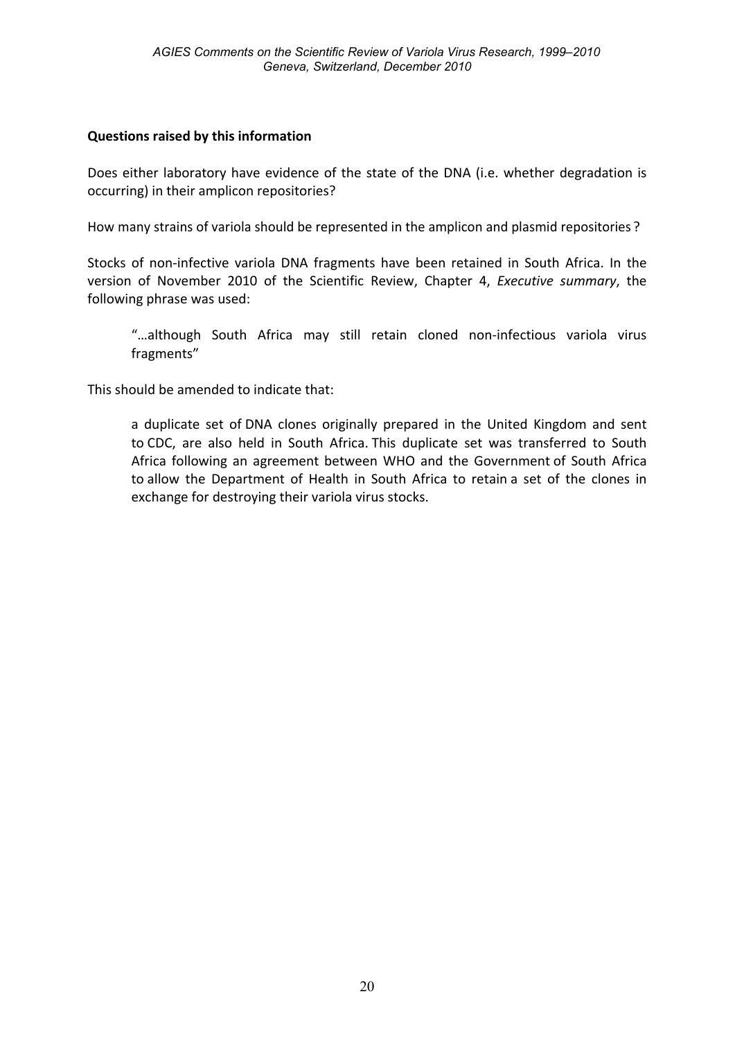**Questions raised by this information**

Does either laboratory have evidence of the state of the DNA (i.e. whether degradation is occurring) in their amplicon repositories?

How many strains of variola should be represented in the amplicon and plasmid repositories ?

Stocks of non-infective variola DNA fragments have been retained in South Africa. In the version of November 2010 of the Scientific Review, Chapter 4, *Executive summary*, the following phrase was used:

> "…although South Africa may still retain cloned non-infectious variola virus fragments"

This should be amended to indicate that:

> a duplicate set of DNA clones originally prepared in the United Kingdom and sent to CDC, are also held in South Africa. This duplicate set was transferred to South Africa following an agreement between WHO and the Government of South Africa to allow the Department of Health in South Africa to retain a set of the clones in exchange for destroying their variola virus stocks.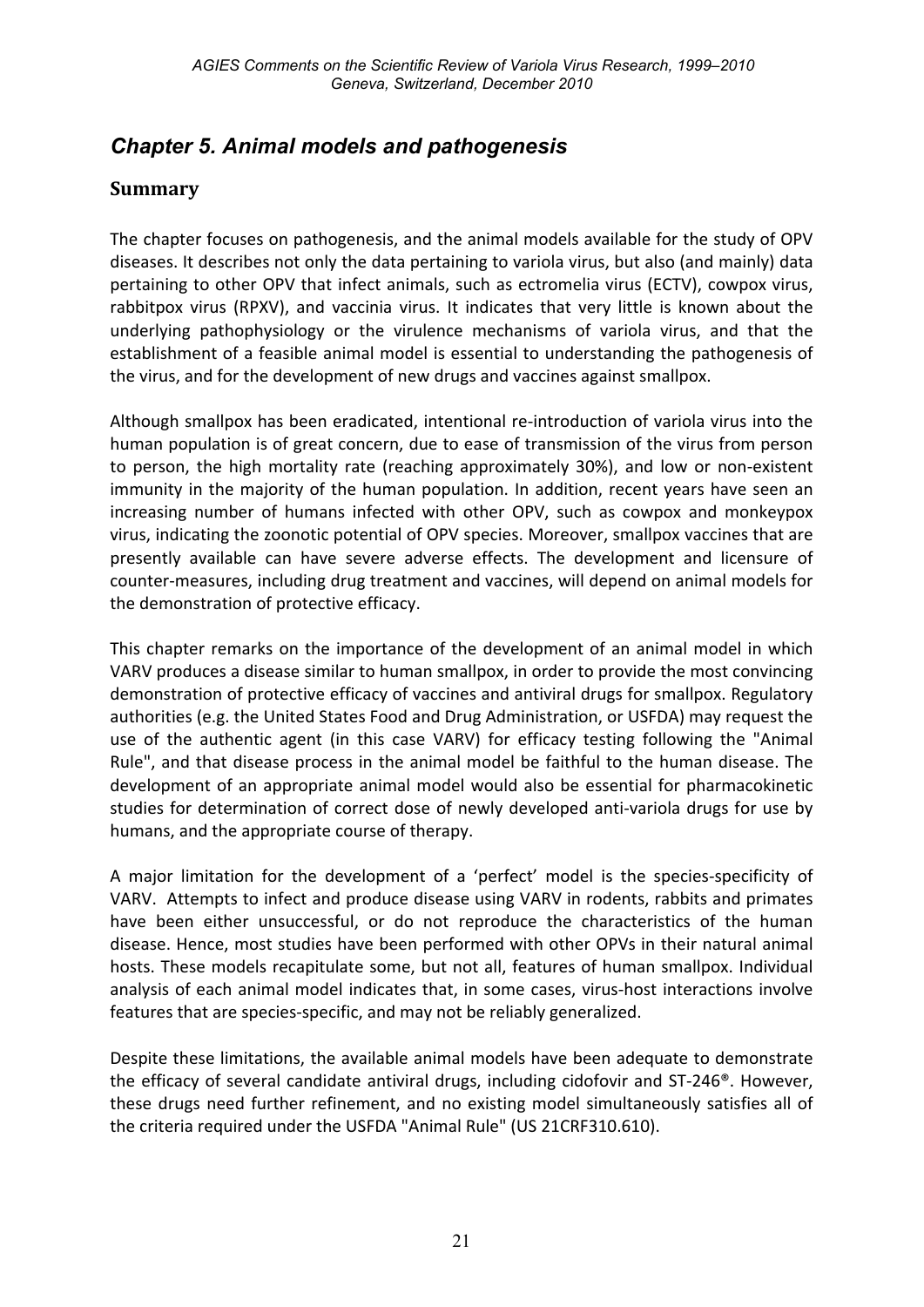## *Chapter 5. Animal models and pathogenesis*

### Summary

The chapter focuses on pathogenesis, and the animal models available for the study of OPV diseases. It describes not only the data pertaining to variola virus, but also (and mainly) data pertaining to other OPV that infect animals, such as ectromelia virus (ECTV), cowpox virus, rabbitpox virus (RPXV), and vaccinia virus. It indicates that very little is known about the underlying pathophysiology or the virulence mechanisms of variola virus, and that the establishment of a feasible animal model is essential to understanding the pathogenesis of the virus, and for the development of new drugs and vaccines against smallpox.

Although smallpox has been eradicated, intentional re-introduction of variola virus into the human population is of great concern, due to ease of transmission of the virus from person to person, the high mortality rate (reaching approximately 30%), and low or non-existent immunity in the majority of the human population. In addition, recent years have seen an increasing number of humans infected with other OPV, such as cowpox and monkeypox virus, indicating the zoonotic potential of OPV species. Moreover, smallpox vaccines that are presently available can have severe adverse effects. The development and licensure of counter-measures, including drug treatment and vaccines, will depend on animal models for the demonstration of protective efficacy.

This chapter remarks on the importance of the development of an animal model in which VARV produces a disease similar to human smallpox, in order to provide the most convincing demonstration of protective efficacy of vaccines and antiviral drugs for smallpox. Regulatory authorities (e.g. the United States Food and Drug Administration, or USFDA) may request the use of the authentic agent (in this case VARV) for efficacy testing following the "Animal Rule", and that disease process in the animal model be faithful to the human disease. The development of an appropriate animal model would also be essential for pharmacokinetic studies for determination of correct dose of newly developed anti-variola drugs for use by humans, and the appropriate course of therapy.

A major limitation for the development of a 'perfect' model is the species-specificity of VARV. Attempts to infect and produce disease using VARV in rodents, rabbits and primates have been either unsuccessful, or do not reproduce the characteristics of the human disease. Hence, most studies have been performed with other OPVs in their natural animal hosts. These models recapitulate some, but not all, features of human smallpox. Individual analysis of each animal model indicates that, in some cases, virus-host interactions involve features that are species-specific, and may not be reliably generalized.

Despite these limitations, the available animal models have been adequate to demonstrate the efficacy of several candidate antiviral drugs, including cidofovir and ST-246®. However, these drugs need further refinement, and no existing model simultaneously satisfies all of the criteria required under the USFDA "Animal Rule" (US 21CRF310.610).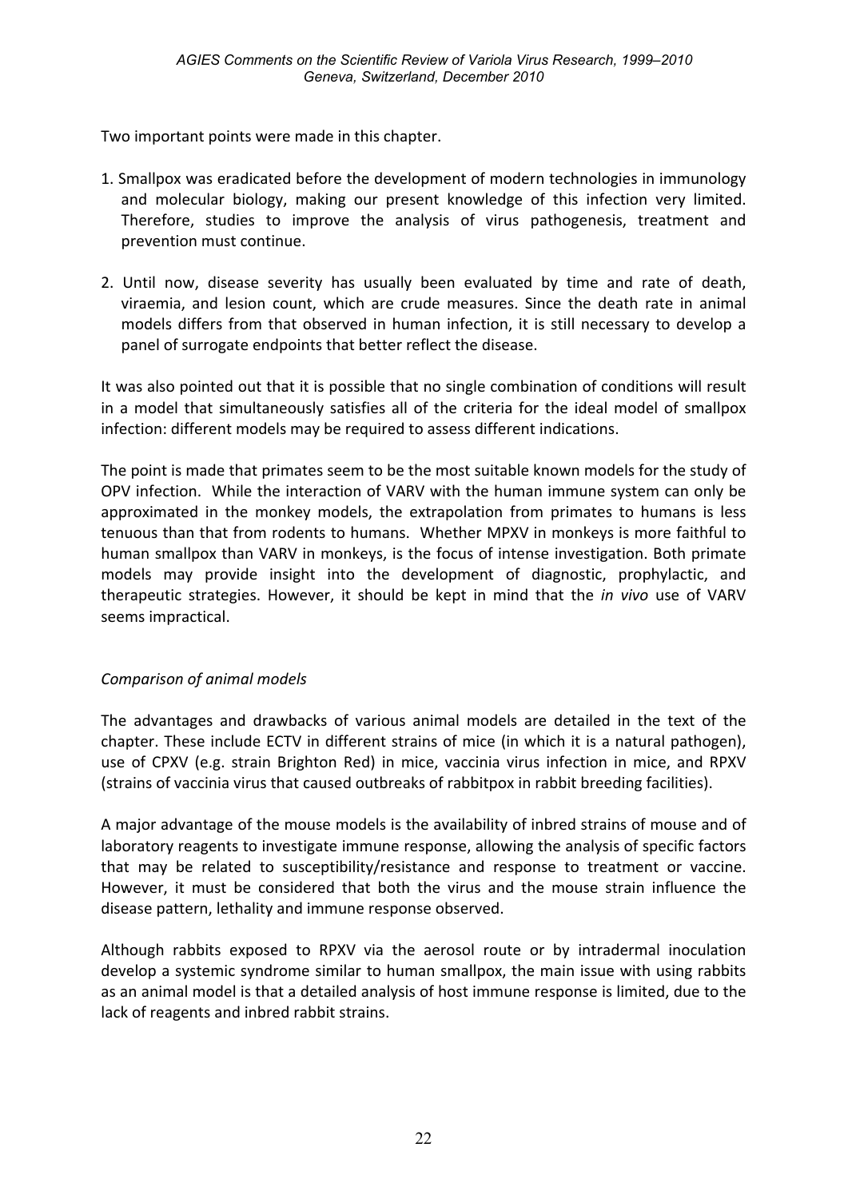Two important points were made in this chapter.

1. Smallpox was eradicated before the development of modern technologies in immunology and molecular biology, making our present knowledge of this infection very limited. Therefore, studies to improve the analysis of virus pathogenesis, treatment and prevention must continue.

2. Until now, disease severity has usually been evaluated by time and rate of death, viraemia, and lesion count, which are crude measures. Since the death rate in animal models differs from that observed in human infection, it is still necessary to develop a panel of surrogate endpoints that better reflect the disease.

It was also pointed out that it is possible that no single combination of conditions will result in a model that simultaneously satisfies all of the criteria for the ideal model of smallpox infection: different models may be required to assess different indications.

The point is made that primates seem to be the most suitable known models for the study of OPV infection. While the interaction of VARV with the human immune system can only be approximated in the monkey models, the extrapolation from primates to humans is less tenuous than that from rodents to humans. Whether MPXV in monkeys is more faithful to human smallpox than VARV in monkeys, is the focus of intense investigation. Both primate models may provide insight into the development of diagnostic, prophylactic, and therapeutic strategies. However, it should be kept in mind that the *in vivo* use of VARV seems impractical.

*Comparison of animal models*

The advantages and drawbacks of various animal models are detailed in the text of the chapter. These include ECTV in different strains of mice (in which it is a natural pathogen), use of CPXV (e.g. strain Brighton Red) in mice, vaccinia virus infection in mice, and RPXV (strains of vaccinia virus that caused outbreaks of rabbitpox in rabbit breeding facilities).

A major advantage of the mouse models is the availability of inbred strains of mouse and of laboratory reagents to investigate immune response, allowing the analysis of specific factors that may be related to susceptibility/resistance and response to treatment or vaccine. However, it must be considered that both the virus and the mouse strain influence the disease pattern, lethality and immune response observed.

Although rabbits exposed to RPXV via the aerosol route or by intradermal inoculation develop a systemic syndrome similar to human smallpox, the main issue with using rabbits as an animal model is that a detailed analysis of host immune response is limited, due to the lack of reagents and inbred rabbit strains.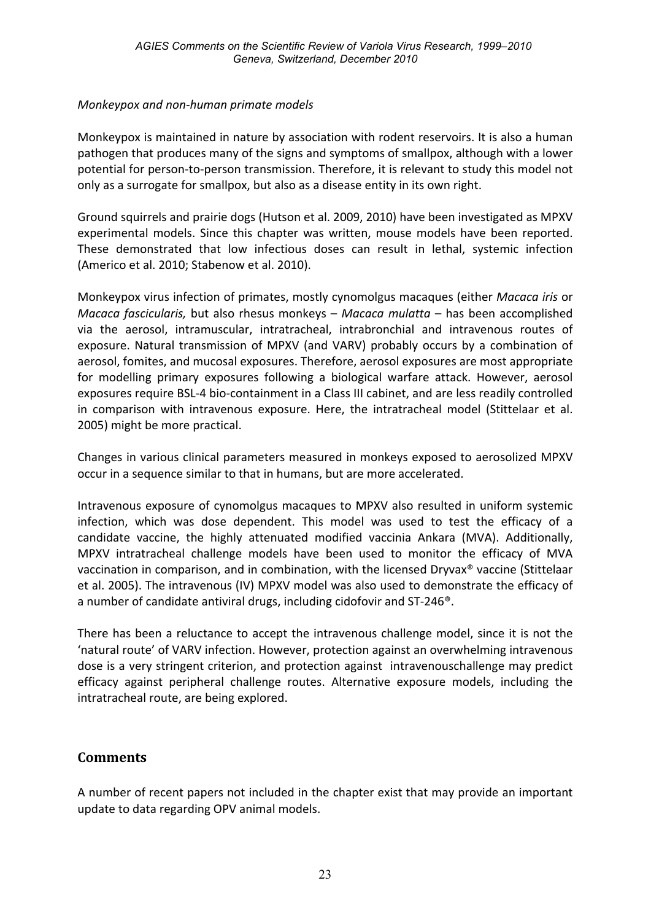*Monkeypox and non-human primate models*

Monkeypox is maintained in nature by association with rodent reservoirs. It is also a human pathogen that produces many of the signs and symptoms of smallpox, although with a lower potential for person-to-person transmission. Therefore, it is relevant to study this model not only as a surrogate for smallpox, but also as a disease entity in its own right.

Ground squirrels and prairie dogs (Hutson et al. 2009, 2010) have been investigated as MPXV experimental models. Since this chapter was written, mouse models have been reported. These demonstrated that low infectious doses can result in lethal, systemic infection (Americo et al. 2010; Stabenow et al. 2010).

Monkeypox virus infection of primates, mostly cynomolgus macaques (either *Macaca iris* or *Macaca fascicularis,* but also rhesus monkeys – *Macaca mulatta* – has been accomplished via the aerosol, intramuscular, intratracheal, intrabronchial and intravenous routes of exposure. Natural transmission of MPXV (and VARV) probably occurs by a combination of aerosol, fomites, and mucosal exposures. Therefore, aerosol exposures are most appropriate for modelling primary exposures following a biological warfare attack. However, aerosol exposures require BSL-4 bio-containment in a Class III cabinet, and are less readily controlled in comparison with intravenous exposure. Here, the intratracheal model (Stittelaar et al. 2005) might be more practical.

Changes in various clinical parameters measured in monkeys exposed to aerosolized MPXV occur in a sequence similar to that in humans, but are more accelerated.

Intravenous exposure of cynomolgus macaques to MPXV also resulted in uniform systemic infection, which was dose dependent. This model was used to test the efficacy of a candidate vaccine, the highly attenuated modified vaccinia Ankara (MVA). Additionally, MPXV intratracheal challenge models have been used to monitor the efficacy of MVA vaccination in comparison, and in combination, with the licensed Dryvax® vaccine (Stittelaar et al. 2005). The intravenous (IV) MPXV model was also used to demonstrate the efficacy of a number of candidate antiviral drugs, including cidofovir and ST-246®.

There has been a reluctance to accept the intravenous challenge model, since it is not the 'natural route' of VARV infection. However, protection against an overwhelming intravenous dose is a very stringent criterion, and protection against intravenouschallenge may predict efficacy against peripheral challenge routes. Alternative exposure models, including the intratracheal route, are being explored.

## Comments

A number of recent papers not included in the chapter exist that may provide an important update to data regarding OPV animal models.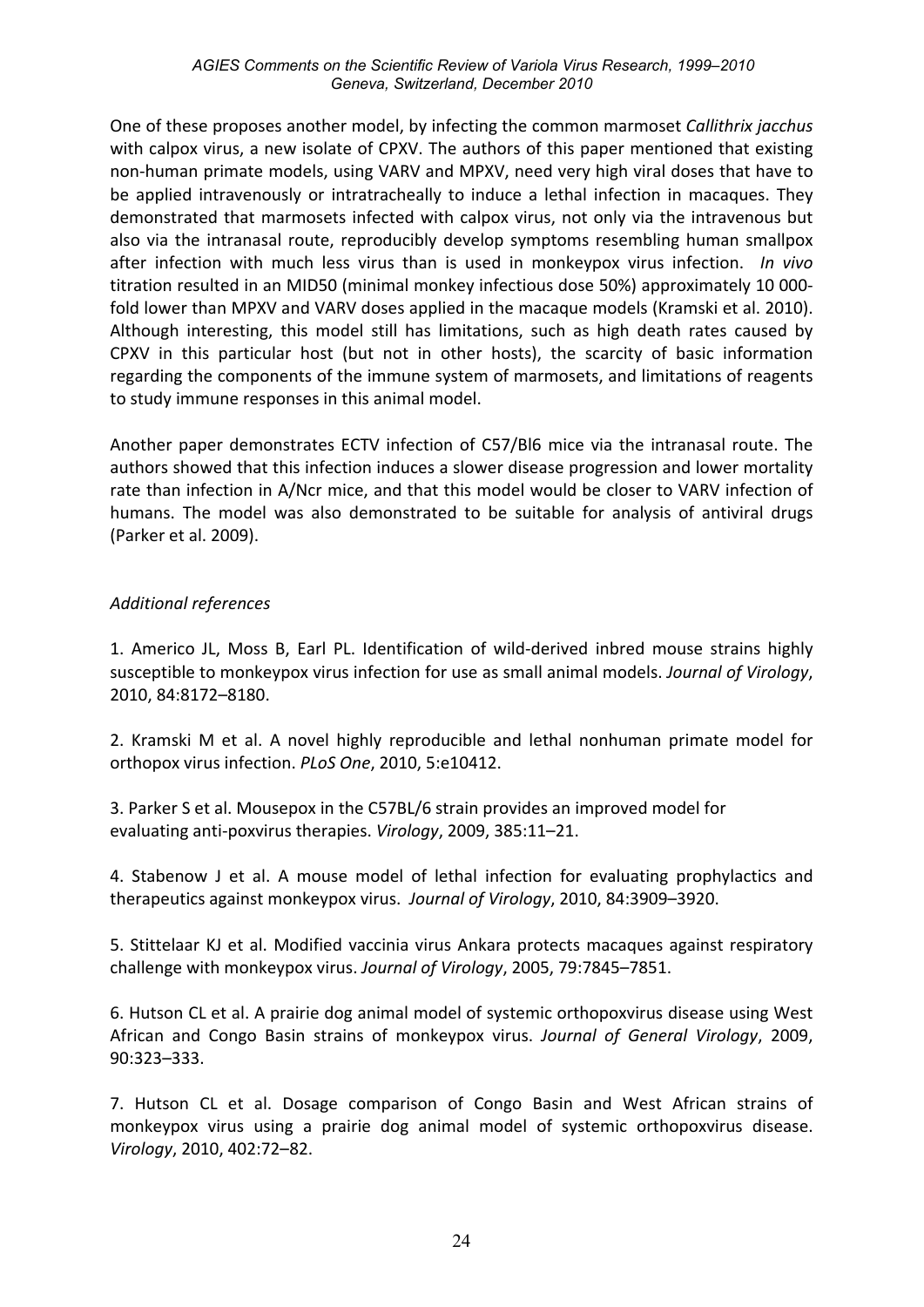One of these proposes another model, by infecting the common marmoset *Callithrix jacchus* with calpox virus, a new isolate of CPXV. The authors of this paper mentioned that existing non-human primate models, using VARV and MPXV, need very high viral doses that have to be applied intravenously or intratracheally to induce a lethal infection in macaques. They demonstrated that marmosets infected with calpox virus, not only via the intravenous but also via the intranasal route, reproducibly develop symptoms resembling human smallpox after infection with much less virus than is used in monkeypox virus infection. *In vivo* titration resulted in an MID50 (minimal monkey infectious dose 50%) approximately 10 000-fold lower than MPXV and VARV doses applied in the macaque models (Kramski et al. 2010). Although interesting, this model still has limitations, such as high death rates caused by CPXV in this particular host (but not in other hosts), the scarcity of basic information regarding the components of the immune system of marmosets, and limitations of reagents to study immune responses in this animal model.

Another paper demonstrates ECTV infection of C57/Bl6 mice via the intranasal route. The authors showed that this infection induces a slower disease progression and lower mortality rate than infection in A/Ncr mice, and that this model would be closer to VARV infection of humans. The model was also demonstrated to be suitable for analysis of antiviral drugs (Parker et al. 2009).

*Additional references*

1. Americo JL, Moss B, Earl PL. Identification of wild-derived inbred mouse strains highly susceptible to monkeypox virus infection for use as small animal models. *Journal of Virology*, 2010, 84:8172–8180.

2. Kramski M et al. A novel highly reproducible and lethal nonhuman primate model for orthopox virus infection. *PLoS One*, 2010, 5:e10412.

3. Parker S et al. Mousepox in the C57BL/6 strain provides an improved model for evaluating anti-poxvirus therapies. *Virology*, 2009, 385:11–21.

4. Stabenow J et al. A mouse model of lethal infection for evaluating prophylactics and therapeutics against monkeypox virus. *Journal of Virology*, 2010, 84:3909–3920.

5. Stittelaar KJ et al. Modified vaccinia virus Ankara protects macaques against respiratory challenge with monkeypox virus. *Journal of Virology*, 2005, 79:7845–7851.

6. Hutson CL et al. A prairie dog animal model of systemic orthopoxvirus disease using West African and Congo Basin strains of monkeypox virus. *Journal of General Virology*, 2009, 90:323–333.

7. Hutson CL et al. Dosage comparison of Congo Basin and West African strains of monkeypox virus using a prairie dog animal model of systemic orthopoxvirus disease. *Virology*, 2010, 402:72–82.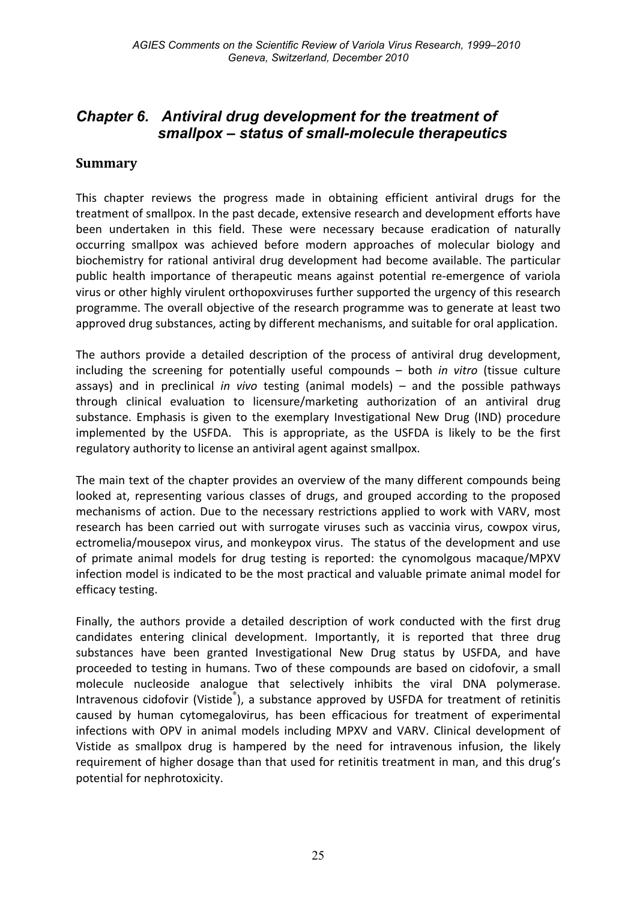## Chapter 6. Antiviral drug development for the treatment of smallpox – status of small-molecule therapeutics

### Summary

This chapter reviews the progress made in obtaining efficient antiviral drugs for the treatment of smallpox. In the past decade, extensive research and development efforts have been undertaken in this field. These were necessary because eradication of naturally occurring smallpox was achieved before modern approaches of molecular biology and biochemistry for rational antiviral drug development had become available. The particular public health importance of therapeutic means against potential re-emergence of variola virus or other highly virulent orthopoxviruses further supported the urgency of this research programme. The overall objective of the research programme was to generate at least two approved drug substances, acting by different mechanisms, and suitable for oral application.

The authors provide a detailed description of the process of antiviral drug development, including the screening for potentially useful compounds – both *in vitro* (tissue culture assays) and in preclinical *in vivo* testing (animal models) – and the possible pathways through clinical evaluation to licensure/marketing authorization of an antiviral drug substance. Emphasis is given to the exemplary Investigational New Drug (IND) procedure implemented by the USFDA. This is appropriate, as the USFDA is likely to be the first regulatory authority to license an antiviral agent against smallpox.

The main text of the chapter provides an overview of the many different compounds being looked at, representing various classes of drugs, and grouped according to the proposed mechanisms of action. Due to the necessary restrictions applied to work with VARV, most research has been carried out with surrogate viruses such as vaccinia virus, cowpox virus, ectromelia/mousepox virus, and monkeypox virus. The status of the development and use of primate animal models for drug testing is reported: the cynomolgous macaque/MPXV infection model is indicated to be the most practical and valuable primate animal model for efficacy testing.

Finally, the authors provide a detailed description of work conducted with the first drug candidates entering clinical development. Importantly, it is reported that three drug substances have been granted Investigational New Drug status by USFDA, and have proceeded to testing in humans. Two of these compounds are based on cidofovir, a small molecule nucleoside analogue that selectively inhibits the viral DNA polymerase. Intravenous cidofovir (Vistide®), a substance approved by USFDA for treatment of retinitis caused by human cytomegalovirus, has been efficacious for treatment of experimental infections with OPV in animal models including MPXV and VARV. Clinical development of Vistide as smallpox drug is hampered by the need for intravenous infusion, the likely requirement of higher dosage than that used for retinitis treatment in man, and this drug's potential for nephrotoxicity.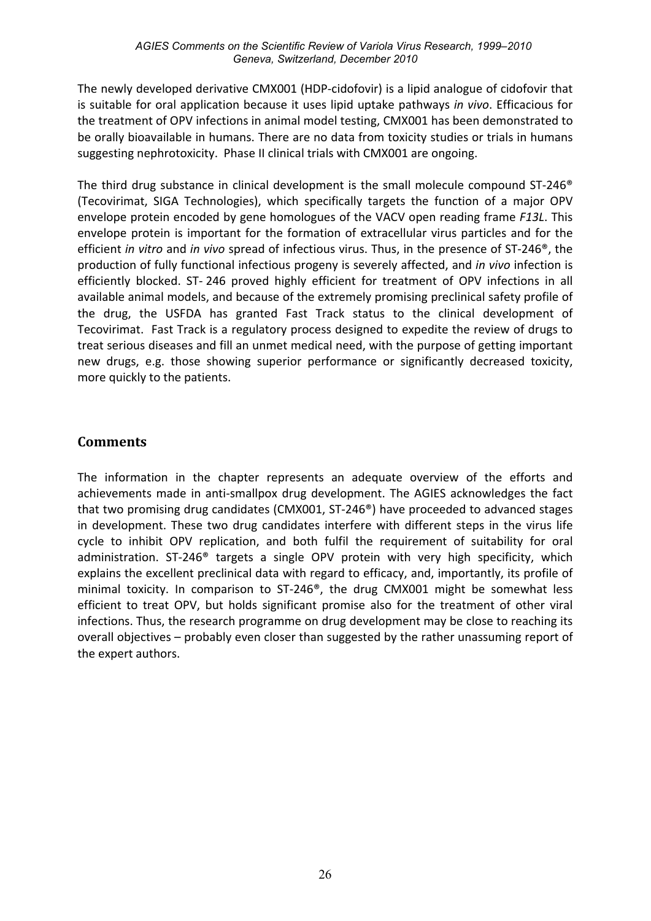The newly developed derivative CMX001 (HDP-cidofovir) is a lipid analogue of cidofovir that is suitable for oral application because it uses lipid uptake pathways *in vivo*. Efficacious for the treatment of OPV infections in animal model testing, CMX001 has been demonstrated to be orally bioavailable in humans. There are no data from toxicity studies or trials in humans suggesting nephrotoxicity. Phase II clinical trials with CMX001 are ongoing.

The third drug substance in clinical development is the small molecule compound ST-246® (Tecovirimat, SIGA Technologies), which specifically targets the function of a major OPV envelope protein encoded by gene homologues of the VACV open reading frame *F13L*. This envelope protein is important for the formation of extracellular virus particles and for the efficient *in vitro* and *in vivo* spread of infectious virus. Thus, in the presence of ST-246®, the production of fully functional infectious progeny is severely affected, and *in vivo* infection is efficiently blocked. ST- 246 proved highly efficient for treatment of OPV infections in all available animal models, and because of the extremely promising preclinical safety profile of the drug, the USFDA has granted Fast Track status to the clinical development of Tecovirimat. Fast Track is a regulatory process designed to expedite the review of drugs to treat serious diseases and fill an unmet medical need, with the purpose of getting important new drugs, e.g. those showing superior performance or significantly decreased toxicity, more quickly to the patients.

## Comments

The information in the chapter represents an adequate overview of the efforts and achievements made in anti-smallpox drug development. The AGIES acknowledges the fact that two promising drug candidates (CMX001, ST-246®) have proceeded to advanced stages in development. These two drug candidates interfere with different steps in the virus life cycle to inhibit OPV replication, and both fulfil the requirement of suitability for oral administration. ST-246® targets a single OPV protein with very high specificity, which explains the excellent preclinical data with regard to efficacy, and, importantly, its profile of minimal toxicity. In comparison to ST-246®, the drug CMX001 might be somewhat less efficient to treat OPV, but holds significant promise also for the treatment of other viral infections. Thus, the research programme on drug development may be close to reaching its overall objectives – probably even closer than suggested by the rather unassuming report of the expert authors.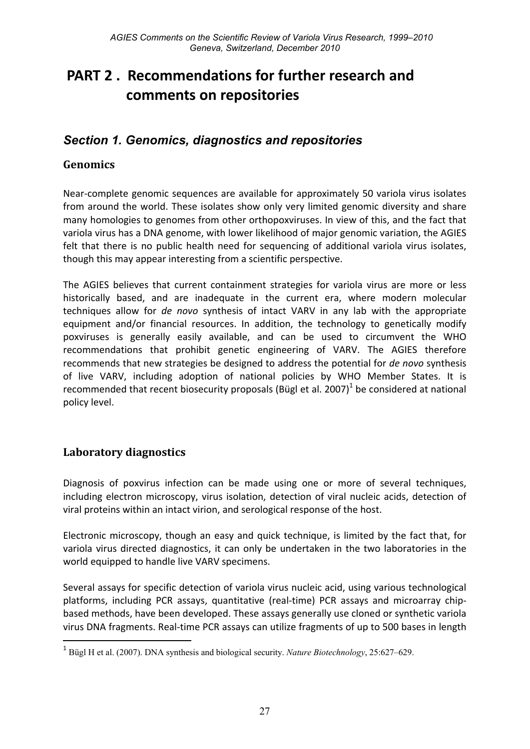# PART 2 . Recommendations for further research and comments on repositories

## *Section 1. Genomics, diagnostics and repositories*

### Genomics

Near-complete genomic sequences are available for approximately 50 variola virus isolates from around the world. These isolates show only very limited genomic diversity and share many homologies to genomes from other orthopoxviruses. In view of this, and the fact that variola virus has a DNA genome, with lower likelihood of major genomic variation, the AGIES felt that there is no public health need for sequencing of additional variola virus isolates, though this may appear interesting from a scientific perspective.

The AGIES believes that current containment strategies for variola virus are more or less historically based, and are inadequate in the current era, where modern molecular techniques allow for *de novo* synthesis of intact VARV in any lab with the appropriate equipment and/or financial resources. In addition, the technology to genetically modify poxviruses is generally easily available, and can be used to circumvent the WHO recommendations that prohibit genetic engineering of VARV. The AGIES therefore recommends that new strategies be designed to address the potential for *de novo* synthesis of live VARV, including adoption of national policies by WHO Member States. It is recommended that recent biosecurity proposals (Bügl et al. 2007)[1] be considered at national policy level.

### Laboratory diagnostics

Diagnosis of poxvirus infection can be made using one or more of several techniques, including electron microscopy, virus isolation, detection of viral nucleic acids, detection of viral proteins within an intact virion, and serological response of the host.

Electronic microscopy, though an easy and quick technique, is limited by the fact that, for variola virus directed diagnostics, it can only be undertaken in the two laboratories in the world equipped to handle live VARV specimens.

Several assays for specific detection of variola virus nucleic acid, using various technological platforms, including PCR assays, quantitative (real-time) PCR assays and microarray chip-based methods, have been developed. These assays generally use cloned or synthetic variola virus DNA fragments. Real-time PCR assays can utilize fragments of up to 500 bases in length

[1] Bügl H et al. (2007). DNA synthesis and biological security. *Nature Biotechnology*, 25:627–629.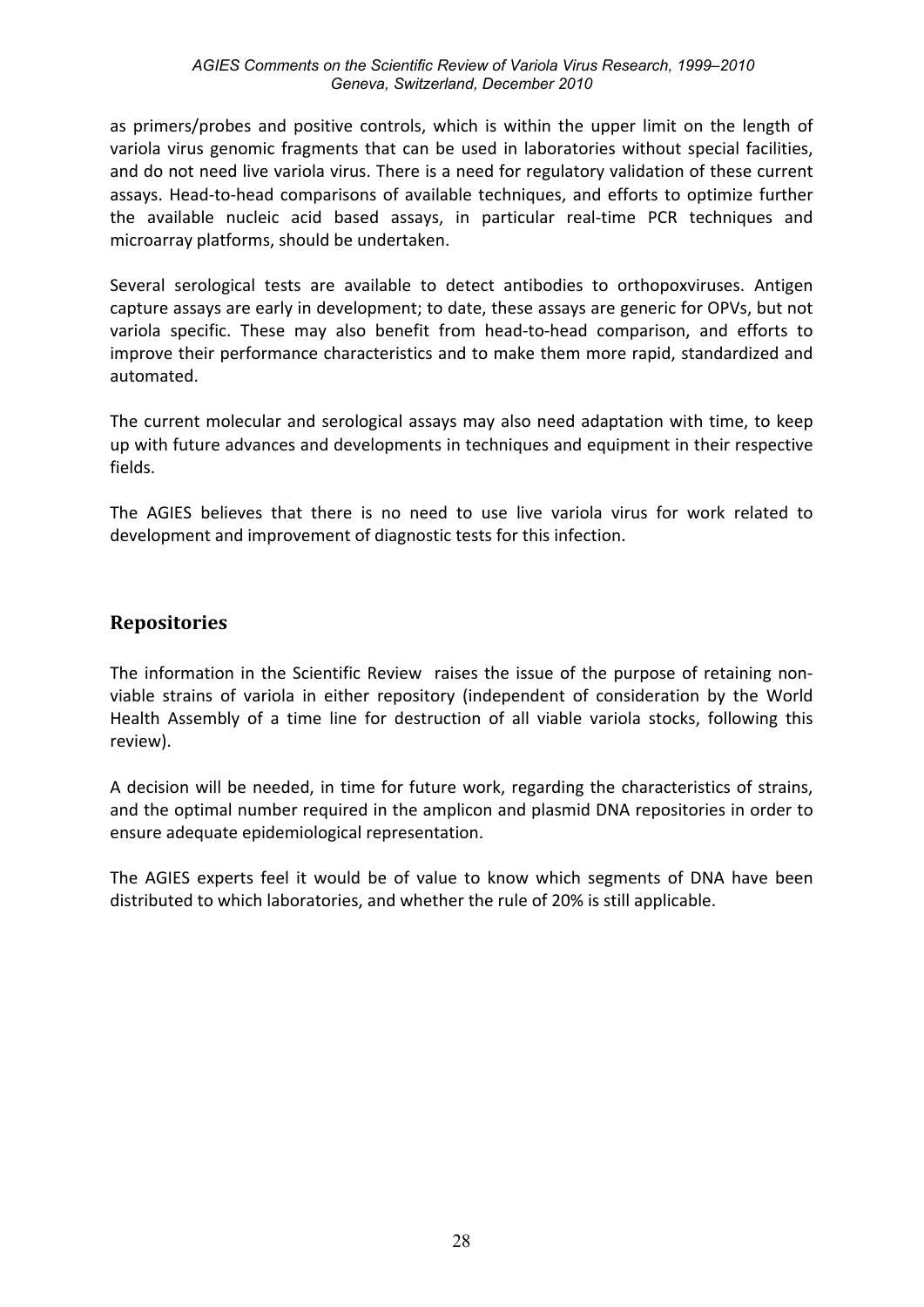as primers/probes and positive controls, which is within the upper limit on the length of variola virus genomic fragments that can be used in laboratories without special facilities, and do not need live variola virus. There is a need for regulatory validation of these current assays. Head-to-head comparisons of available techniques, and efforts to optimize further the available nucleic acid based assays, in particular real-time PCR techniques and microarray platforms, should be undertaken.

Several serological tests are available to detect antibodies to orthopoxviruses. Antigen capture assays are early in development; to date, these assays are generic for OPVs, but not variola specific. These may also benefit from head-to-head comparison, and efforts to improve their performance characteristics and to make them more rapid, standardized and automated.

The current molecular and serological assays may also need adaptation with time, to keep up with future advances and developments in techniques and equipment in their respective fields.

The AGIES believes that there is no need to use live variola virus for work related to development and improvement of diagnostic tests for this infection.

## Repositories

The information in the Scientific Review raises the issue of the purpose of retaining non-viable strains of variola in either repository (independent of consideration by the World Health Assembly of a time line for destruction of all viable variola stocks, following this review).

A decision will be needed, in time for future work, regarding the characteristics of strains, and the optimal number required in the amplicon and plasmid DNA repositories in order to ensure adequate epidemiological representation.

The AGIES experts feel it would be of value to know which segments of DNA have been distributed to which laboratories, and whether the rule of 20% is still applicable.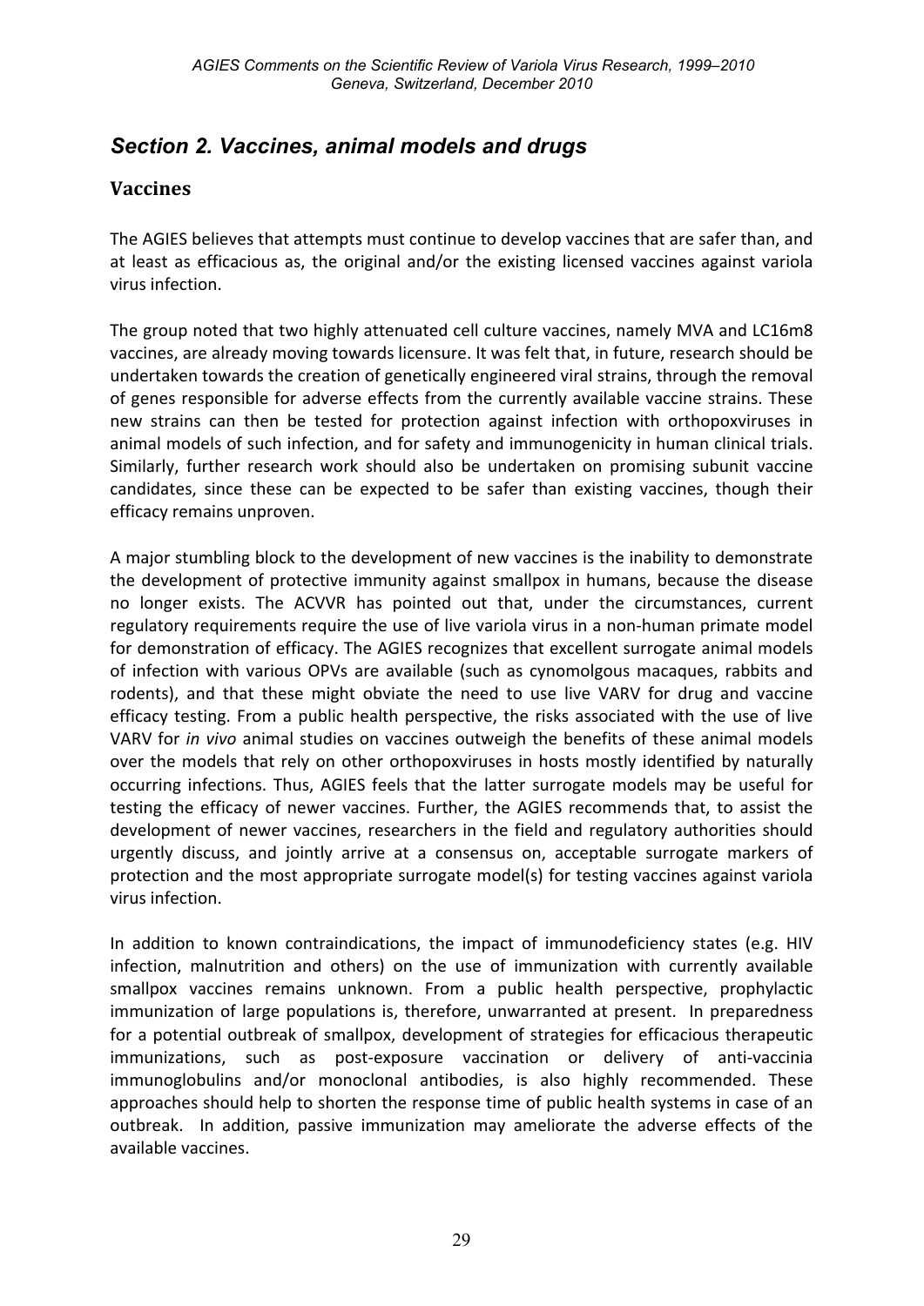## *Section 2. Vaccines, animal models and drugs*

### Vaccines

The AGIES believes that attempts must continue to develop vaccines that are safer than, and at least as efficacious as, the original and/or the existing licensed vaccines against variola virus infection.

The group noted that two highly attenuated cell culture vaccines, namely MVA and LC16m8 vaccines, are already moving towards licensure. It was felt that, in future, research should be undertaken towards the creation of genetically engineered viral strains, through the removal of genes responsible for adverse effects from the currently available vaccine strains. These new strains can then be tested for protection against infection with orthopoxviruses in animal models of such infection, and for safety and immunogenicity in human clinical trials. Similarly, further research work should also be undertaken on promising subunit vaccine candidates, since these can be expected to be safer than existing vaccines, though their efficacy remains unproven.

A major stumbling block to the development of new vaccines is the inability to demonstrate the development of protective immunity against smallpox in humans, because the disease no longer exists. The ACVVR has pointed out that, under the circumstances, current regulatory requirements require the use of live variola virus in a non-human primate model for demonstration of efficacy. The AGIES recognizes that excellent surrogate animal models of infection with various OPVs are available (such as cynomolgous macaques, rabbits and rodents), and that these might obviate the need to use live VARV for drug and vaccine efficacy testing. From a public health perspective, the risks associated with the use of live VARV for *in vivo* animal studies on vaccines outweigh the benefits of these animal models over the models that rely on other orthopoxviruses in hosts mostly identified by naturally occurring infections. Thus, AGIES feels that the latter surrogate models may be useful for testing the efficacy of newer vaccines. Further, the AGIES recommends that, to assist the development of newer vaccines, researchers in the field and regulatory authorities should urgently discuss, and jointly arrive at a consensus on, acceptable surrogate markers of protection and the most appropriate surrogate model(s) for testing vaccines against variola virus infection.

In addition to known contraindications, the impact of immunodeficiency states (e.g. HIV infection, malnutrition and others) on the use of immunization with currently available smallpox vaccines remains unknown. From a public health perspective, prophylactic immunization of large populations is, therefore, unwarranted at present. In preparedness for a potential outbreak of smallpox, development of strategies for efficacious therapeutic immunizations, such as post-exposure vaccination or delivery of anti-vaccinia immunoglobulins and/or monoclonal antibodies, is also highly recommended. These approaches should help to shorten the response time of public health systems in case of an outbreak. In addition, passive immunization may ameliorate the adverse effects of the available vaccines.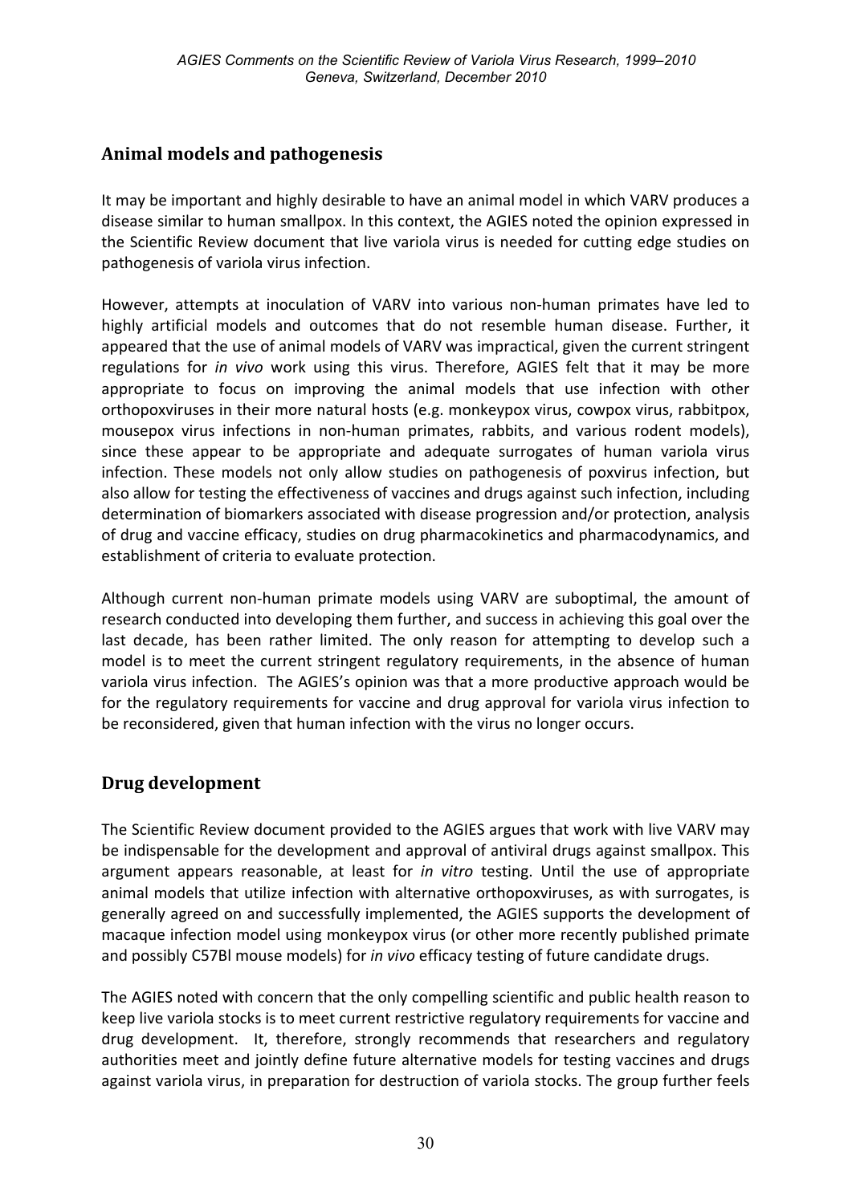## Animal models and pathogenesis

It may be important and highly desirable to have an animal model in which VARV produces a disease similar to human smallpox. In this context, the AGIES noted the opinion expressed in the Scientific Review document that live variola virus is needed for cutting edge studies on pathogenesis of variola virus infection.

However, attempts at inoculation of VARV into various non-human primates have led to highly artificial models and outcomes that do not resemble human disease. Further, it appeared that the use of animal models of VARV was impractical, given the current stringent regulations for *in vivo* work using this virus. Therefore, AGIES felt that it may be more appropriate to focus on improving the animal models that use infection with other orthopoxviruses in their more natural hosts (e.g. monkeypox virus, cowpox virus, rabbitpox, mousepox virus infections in non-human primates, rabbits, and various rodent models), since these appear to be appropriate and adequate surrogates of human variola virus infection. These models not only allow studies on pathogenesis of poxvirus infection, but also allow for testing the effectiveness of vaccines and drugs against such infection, including determination of biomarkers associated with disease progression and/or protection, analysis of drug and vaccine efficacy, studies on drug pharmacokinetics and pharmacodynamics, and establishment of criteria to evaluate protection.

Although current non-human primate models using VARV are suboptimal, the amount of research conducted into developing them further, and success in achieving this goal over the last decade, has been rather limited. The only reason for attempting to develop such a model is to meet the current stringent regulatory requirements, in the absence of human variola virus infection. The AGIES's opinion was that a more productive approach would be for the regulatory requirements for vaccine and drug approval for variola virus infection to be reconsidered, given that human infection with the virus no longer occurs.

## Drug development

The Scientific Review document provided to the AGIES argues that work with live VARV may be indispensable for the development and approval of antiviral drugs against smallpox. This argument appears reasonable, at least for *in vitro* testing. Until the use of appropriate animal models that utilize infection with alternative orthopoxviruses, as with surrogates, is generally agreed on and successfully implemented, the AGIES supports the development of macaque infection model using monkeypox virus (or other more recently published primate and possibly C57Bl mouse models) for *in vivo* efficacy testing of future candidate drugs.

The AGIES noted with concern that the only compelling scientific and public health reason to keep live variola stocks is to meet current restrictive regulatory requirements for vaccine and drug development. It, therefore, strongly recommends that researchers and regulatory authorities meet and jointly define future alternative models for testing vaccines and drugs against variola virus, in preparation for destruction of variola stocks. The group further feels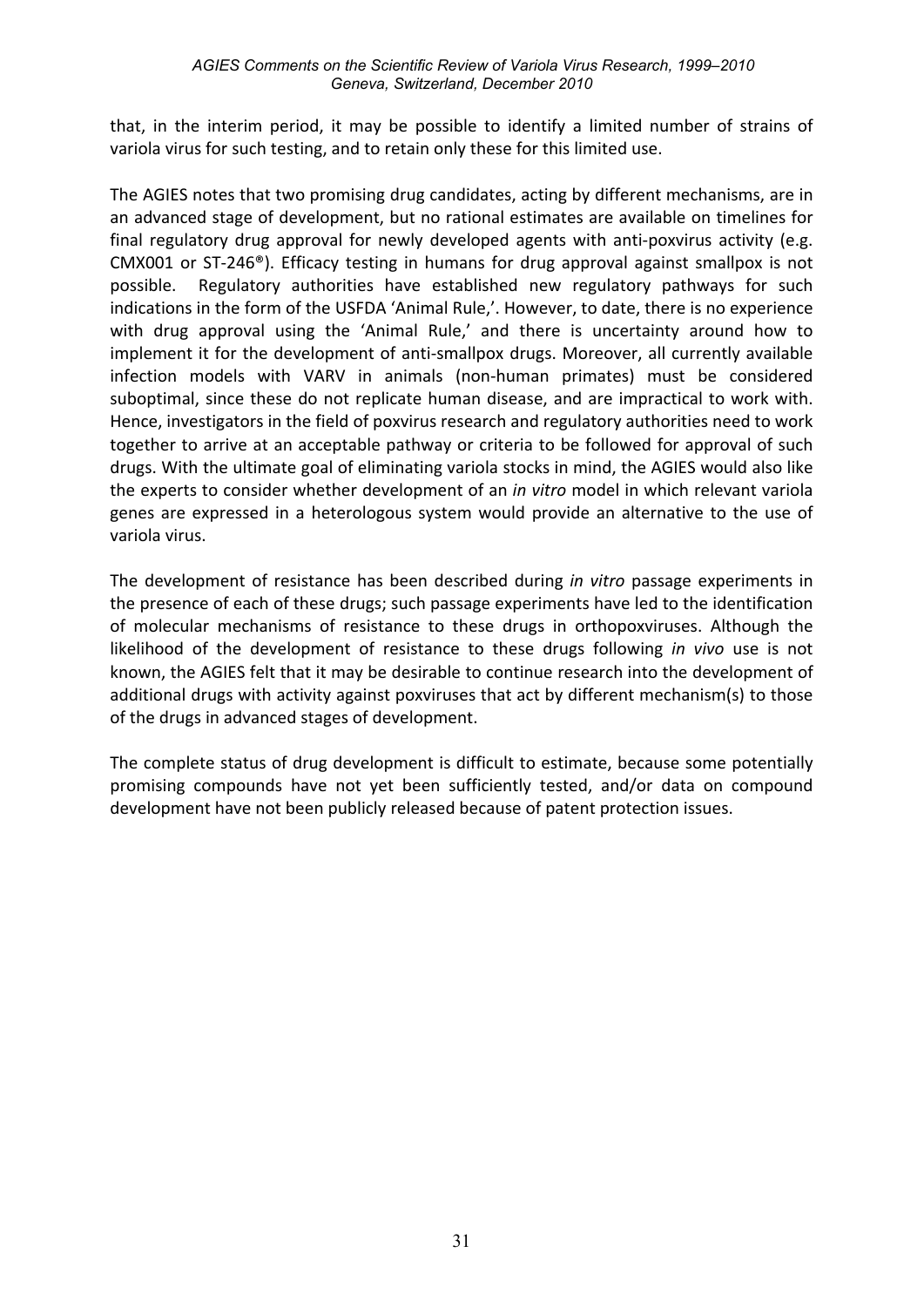that, in the interim period, it may be possible to identify a limited number of strains of variola virus for such testing, and to retain only these for this limited use.

The AGIES notes that two promising drug candidates, acting by different mechanisms, are in an advanced stage of development, but no rational estimates are available on timelines for final regulatory drug approval for newly developed agents with anti-poxvirus activity (e.g. CMX001 or ST-246®). Efficacy testing in humans for drug approval against smallpox is not possible. Regulatory authorities have established new regulatory pathways for such indications in the form of the USFDA 'Animal Rule,'. However, to date, there is no experience with drug approval using the 'Animal Rule,' and there is uncertainty around how to implement it for the development of anti-smallpox drugs. Moreover, all currently available infection models with VARV in animals (non-human primates) must be considered suboptimal, since these do not replicate human disease, and are impractical to work with. Hence, investigators in the field of poxvirus research and regulatory authorities need to work together to arrive at an acceptable pathway or criteria to be followed for approval of such drugs. With the ultimate goal of eliminating variola stocks in mind, the AGIES would also like the experts to consider whether development of an *in vitro* model in which relevant variola genes are expressed in a heterologous system would provide an alternative to the use of variola virus.

The development of resistance has been described during *in vitro* passage experiments in the presence of each of these drugs; such passage experiments have led to the identification of molecular mechanisms of resistance to these drugs in orthopoxviruses. Although the likelihood of the development of resistance to these drugs following *in vivo* use is not known, the AGIES felt that it may be desirable to continue research into the development of additional drugs with activity against poxviruses that act by different mechanism(s) to those of the drugs in advanced stages of development.

The complete status of drug development is difficult to estimate, because some potentially promising compounds have not yet been sufficiently tested, and/or data on compound development have not been publicly released because of patent protection issues.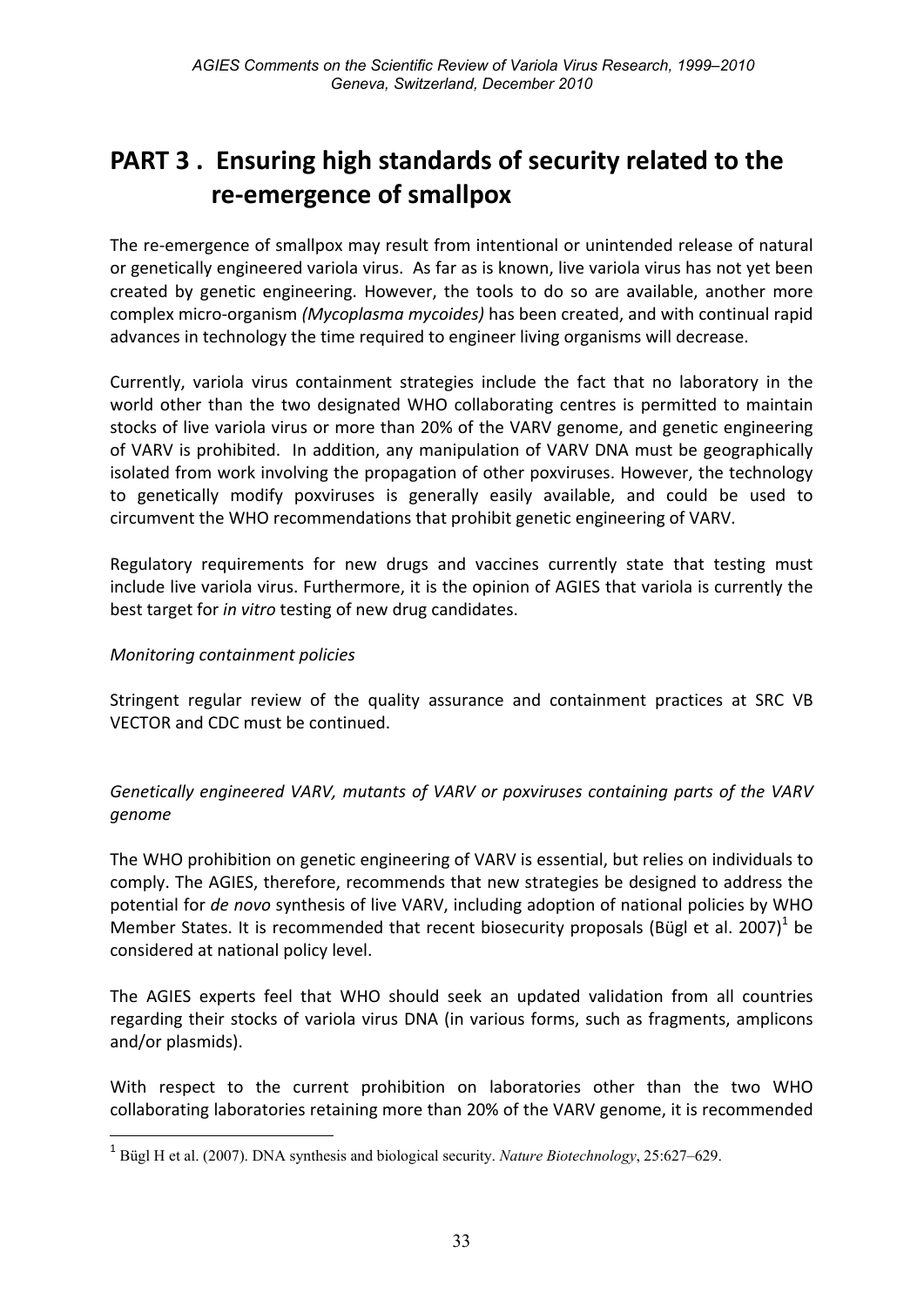# PART 3 . Ensuring high standards of security related to the re-emergence of smallpox

The re-emergence of smallpox may result from intentional or unintended release of natural or genetically engineered variola virus. As far as is known, live variola virus has not yet been created by genetic engineering. However, the tools to do so are available, another more complex micro-organism *(Mycoplasma mycoides)* has been created, and with continual rapid advances in technology the time required to engineer living organisms will decrease.

Currently, variola virus containment strategies include the fact that no laboratory in the world other than the two designated WHO collaborating centres is permitted to maintain stocks of live variola virus or more than 20% of the VARV genome, and genetic engineering of VARV is prohibited. In addition, any manipulation of VARV DNA must be geographically isolated from work involving the propagation of other poxviruses. However, the technology to genetically modify poxviruses is generally easily available, and could be used to circumvent the WHO recommendations that prohibit genetic engineering of VARV.

Regulatory requirements for new drugs and vaccines currently state that testing must include live variola virus. Furthermore, it is the opinion of AGIES that variola is currently the best target for *in vitro* testing of new drug candidates.

*Monitoring containment policies*

Stringent regular review of the quality assurance and containment practices at SRC VB VECTOR and CDC must be continued.

*Genetically engineered VARV, mutants of VARV or poxviruses containing parts of the VARV genome*

The WHO prohibition on genetic engineering of VARV is essential, but relies on individuals to comply. The AGIES, therefore, recommends that new strategies be designed to address the potential for *de novo* synthesis of live VARV, including adoption of national policies by WHO Member States. It is recommended that recent biosecurity proposals (Bügl et al. 2007)[1] be considered at national policy level.

The AGIES experts feel that WHO should seek an updated validation from all countries regarding their stocks of variola virus DNA (in various forms, such as fragments, amplicons and/or plasmids).

With respect to the current prohibition on laboratories other than the two WHO collaborating laboratories retaining more than 20% of the VARV genome, it is recommended

[1] Bügl H et al. (2007). DNA synthesis and biological security. *Nature Biotechnology*, 25:627–629.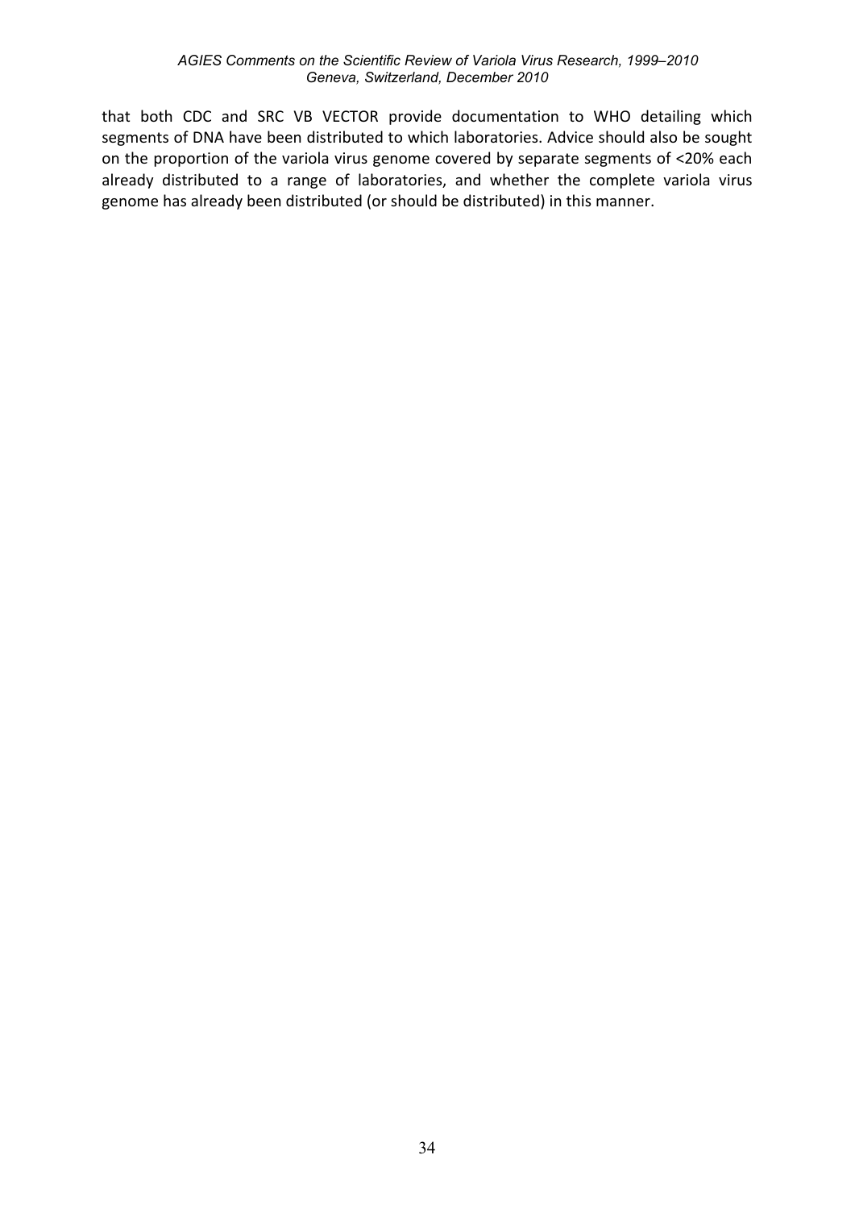that both CDC and SRC VB VECTOR provide documentation to WHO detailing which segments of DNA have been distributed to which laboratories. Advice should also be sought on the proportion of the variola virus genome covered by separate segments of <20% each already distributed to a range of laboratories, and whether the complete variola virus genome has already been distributed (or should be distributed) in this manner.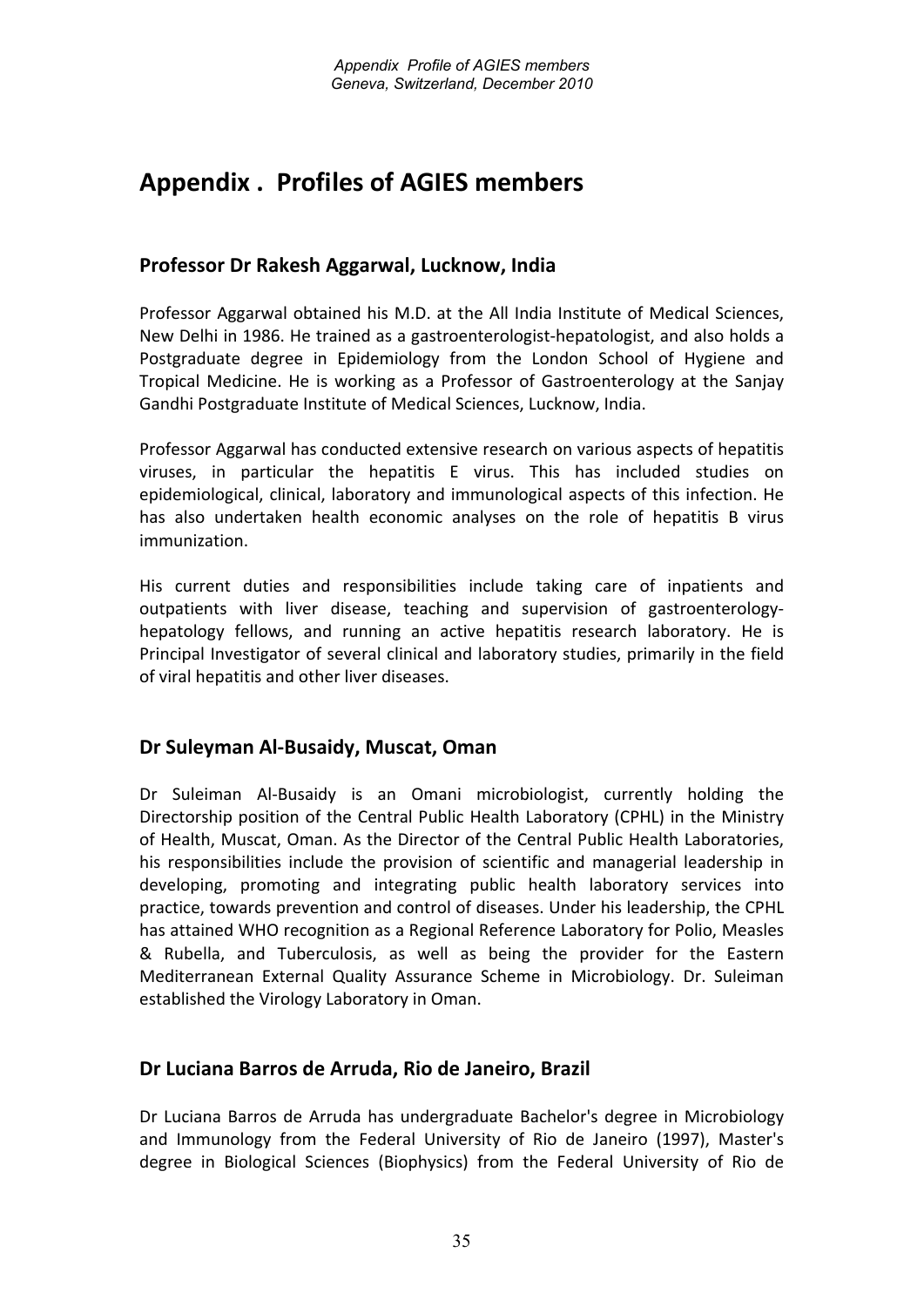# Appendix . Profiles of AGIES members

## Professor Dr Rakesh Aggarwal, Lucknow, India

Professor Aggarwal obtained his M.D. at the All India Institute of Medical Sciences, New Delhi in 1986. He trained as a gastroenterologist-hepatologist, and also holds a Postgraduate degree in Epidemiology from the London School of Hygiene and Tropical Medicine. He is working as a Professor of Gastroenterology at the Sanjay Gandhi Postgraduate Institute of Medical Sciences, Lucknow, India.

Professor Aggarwal has conducted extensive research on various aspects of hepatitis viruses, in particular the hepatitis E virus. This has included studies on epidemiological, clinical, laboratory and immunological aspects of this infection. He has also undertaken health economic analyses on the role of hepatitis B virus immunization.

His current duties and responsibilities include taking care of inpatients and outpatients with liver disease, teaching and supervision of gastroenterology-hepatology fellows, and running an active hepatitis research laboratory. He is Principal Investigator of several clinical and laboratory studies, primarily in the field of viral hepatitis and other liver diseases.

## Dr Suleyman Al-Busaidy, Muscat, Oman

Dr Suleiman Al-Busaidy is an Omani microbiologist, currently holding the Directorship position of the Central Public Health Laboratory (CPHL) in the Ministry of Health, Muscat, Oman. As the Director of the Central Public Health Laboratories, his responsibilities include the provision of scientific and managerial leadership in developing, promoting and integrating public health laboratory services into practice, towards prevention and control of diseases. Under his leadership, the CPHL has attained WHO recognition as a Regional Reference Laboratory for Polio, Measles & Rubella, and Tuberculosis, as well as being the provider for the Eastern Mediterranean External Quality Assurance Scheme in Microbiology. Dr. Suleiman established the Virology Laboratory in Oman.

## Dr Luciana Barros de Arruda, Rio de Janeiro, Brazil

Dr Luciana Barros de Arruda has undergraduate Bachelor's degree in Microbiology and Immunology from the Federal University of Rio de Janeiro (1997), Master's degree in Biological Sciences (Biophysics) from the Federal University of Rio de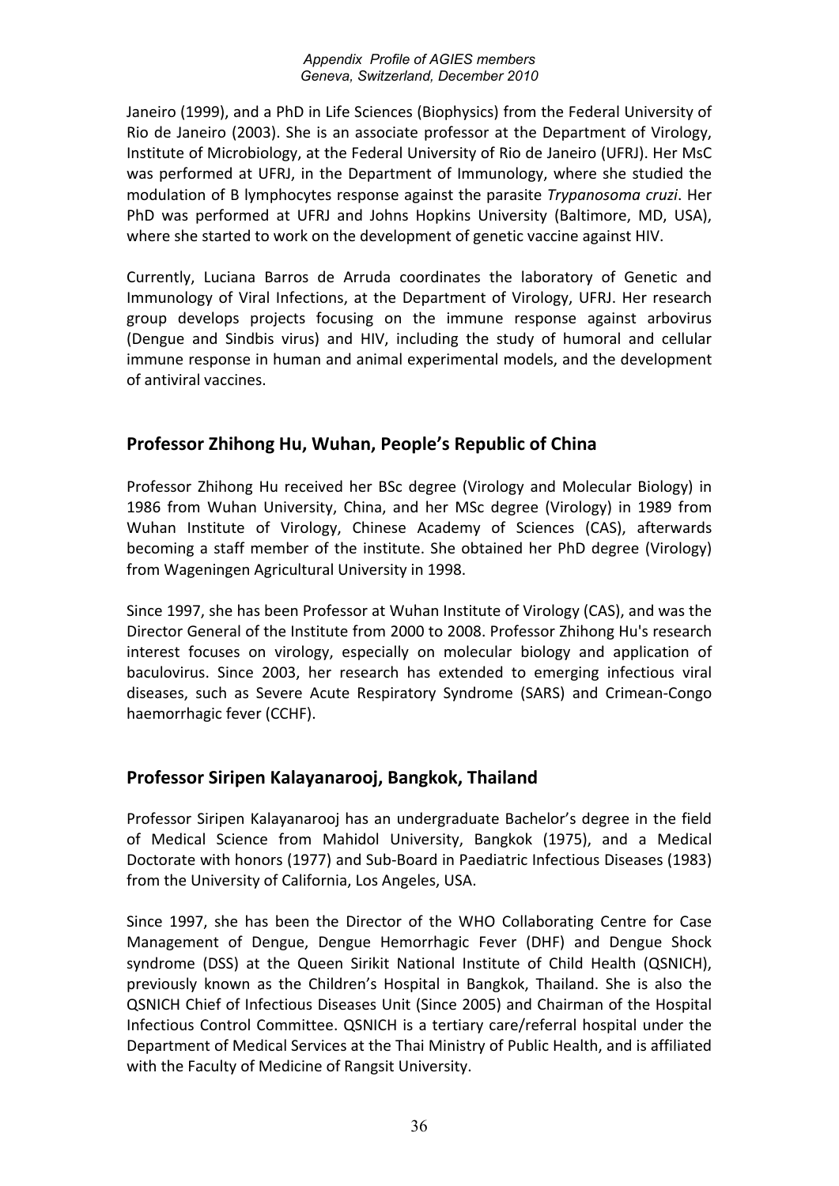Janeiro (1999), and a PhD in Life Sciences (Biophysics) from the Federal University of Rio de Janeiro (2003). She is an associate professor at the Department of Virology, Institute of Microbiology, at the Federal University of Rio de Janeiro (UFRJ). Her MsC was performed at UFRJ, in the Department of Immunology, where she studied the modulation of B lymphocytes response against the parasite *Trypanosoma cruzi*. Her PhD was performed at UFRJ and Johns Hopkins University (Baltimore, MD, USA), where she started to work on the development of genetic vaccine against HIV.

Currently, Luciana Barros de Arruda coordinates the laboratory of Genetic and Immunology of Viral Infections, at the Department of Virology, UFRJ. Her research group develops projects focusing on the immune response against arbovirus (Dengue and Sindbis virus) and HIV, including the study of humoral and cellular immune response in human and animal experimental models, and the development of antiviral vaccines.

## Professor Zhihong Hu, Wuhan, People's Republic of China

Professor Zhihong Hu received her BSc degree (Virology and Molecular Biology) in 1986 from Wuhan University, China, and her MSc degree (Virology) in 1989 from Wuhan Institute of Virology, Chinese Academy of Sciences (CAS), afterwards becoming a staff member of the institute. She obtained her PhD degree (Virology) from Wageningen Agricultural University in 1998.

Since 1997, she has been Professor at Wuhan Institute of Virology (CAS), and was the Director General of the Institute from 2000 to 2008. Professor Zhihong Hu's research interest focuses on virology, especially on molecular biology and application of baculovirus. Since 2003, her research has extended to emerging infectious viral diseases, such as Severe Acute Respiratory Syndrome (SARS) and Crimean-Congo haemorrhagic fever (CCHF).

## Professor Siripen Kalayanarooj, Bangkok, Thailand

Professor Siripen Kalayanarooj has an undergraduate Bachelor's degree in the field of Medical Science from Mahidol University, Bangkok (1975), and a Medical Doctorate with honors (1977) and Sub-Board in Paediatric Infectious Diseases (1983) from the University of California, Los Angeles, USA.

Since 1997, she has been the Director of the WHO Collaborating Centre for Case Management of Dengue, Dengue Hemorrhagic Fever (DHF) and Dengue Shock syndrome (DSS) at the Queen Sirikit National Institute of Child Health (QSNICH), previously known as the Children's Hospital in Bangkok, Thailand. She is also the QSNICH Chief of Infectious Diseases Unit (Since 2005) and Chairman of the Hospital Infectious Control Committee. QSNICH is a tertiary care/referral hospital under the Department of Medical Services at the Thai Ministry of Public Health, and is affiliated with the Faculty of Medicine of Rangsit University.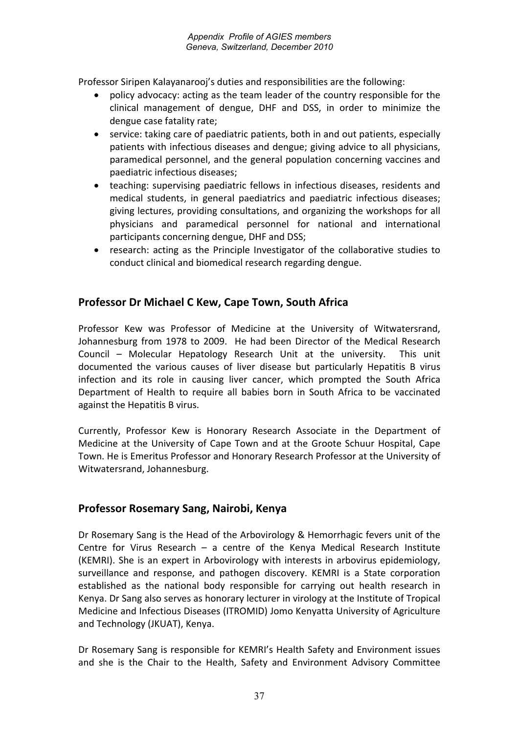Professor Siripen Kalayanarooj's duties and responsibilities are the following:

- policy advocacy: acting as the team leader of the country responsible for the clinical management of dengue, DHF and DSS, in order to minimize the dengue case fatality rate;
- service: taking care of paediatric patients, both in and out patients, especially patients with infectious diseases and dengue; giving advice to all physicians, paramedical personnel, and the general population concerning vaccines and paediatric infectious diseases;
- teaching: supervising paediatric fellows in infectious diseases, residents and medical students, in general paediatrics and paediatric infectious diseases; giving lectures, providing consultations, and organizing the workshops for all physicians and paramedical personnel for national and international participants concerning dengue, DHF and DSS;
- research: acting as the Principle Investigator of the collaborative studies to conduct clinical and biomedical research regarding dengue.

## Professor Dr Michael C Kew, Cape Town, South Africa

Professor Kew was Professor of Medicine at the University of Witwatersrand, Johannesburg from 1978 to 2009. He had been Director of the Medical Research Council – Molecular Hepatology Research Unit at the university. This unit documented the various causes of liver disease but particularly Hepatitis B virus infection and its role in causing liver cancer, which prompted the South Africa Department of Health to require all babies born in South Africa to be vaccinated against the Hepatitis B virus.

Currently, Professor Kew is Honorary Research Associate in the Department of Medicine at the University of Cape Town and at the Groote Schuur Hospital, Cape Town. He is Emeritus Professor and Honorary Research Professor at the University of Witwatersrand, Johannesburg.

## Professor Rosemary Sang, Nairobi, Kenya

Dr Rosemary Sang is the Head of the Arbovirology & Hemorrhagic fevers unit of the Centre for Virus Research – a centre of the Kenya Medical Research Institute (KEMRI). She is an expert in Arbovirology with interests in arbovirus epidemiology, surveillance and response, and pathogen discovery. KEMRI is a State corporation established as the national body responsible for carrying out health research in Kenya. Dr Sang also serves as honorary lecturer in virology at the Institute of Tropical Medicine and Infectious Diseases (ITROMID) Jomo Kenyatta University of Agriculture and Technology (JKUAT), Kenya.

Dr Rosemary Sang is responsible for KEMRI's Health Safety and Environment issues and she is the Chair to the Health, Safety and Environment Advisory Committee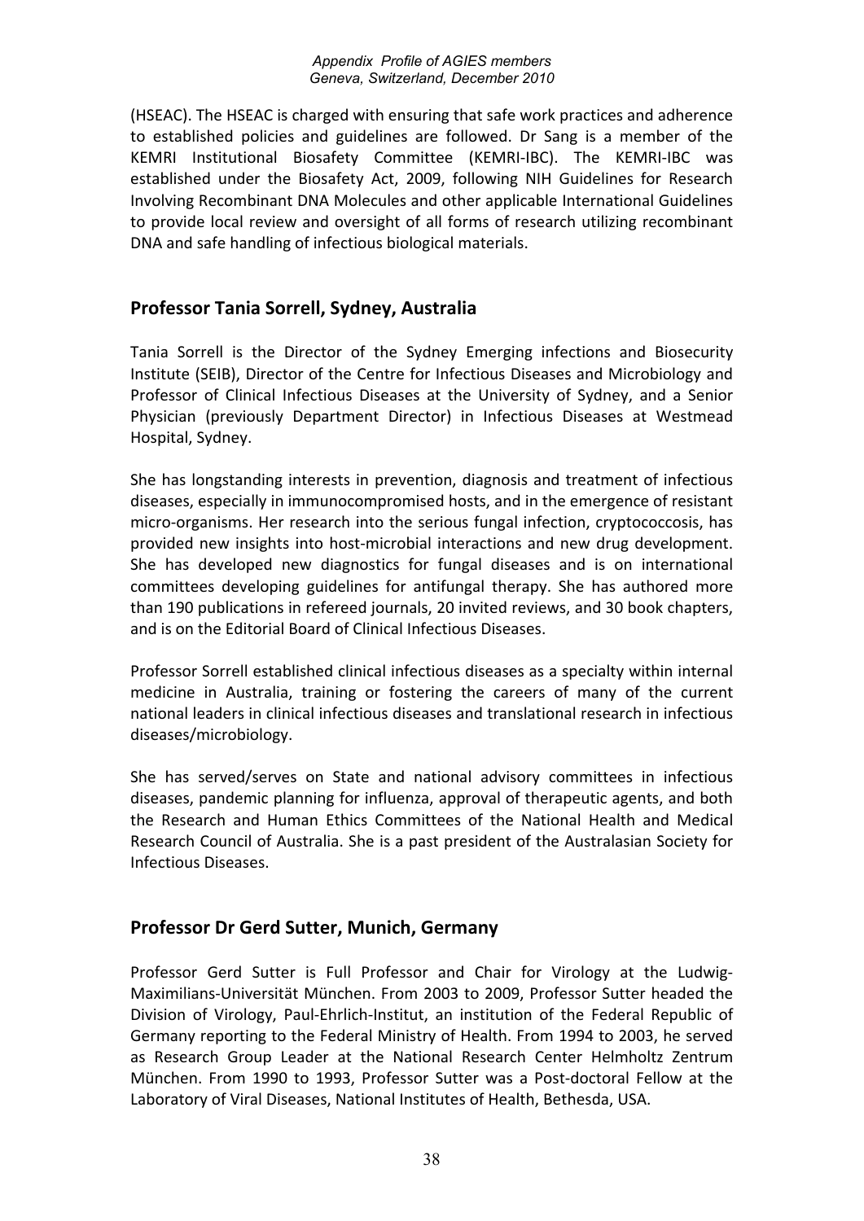(HSEAC). The HSEAC is charged with ensuring that safe work practices and adherence to established policies and guidelines are followed. Dr Sang is a member of the KEMRI Institutional Biosafety Committee (KEMRI-IBC). The KEMRI-IBC was established under the Biosafety Act, 2009, following NIH Guidelines for Research Involving Recombinant DNA Molecules and other applicable International Guidelines to provide local review and oversight of all forms of research utilizing recombinant DNA and safe handling of infectious biological materials.

## Professor Tania Sorrell, Sydney, Australia

Tania Sorrell is the Director of the Sydney Emerging infections and Biosecurity Institute (SEIB), Director of the Centre for Infectious Diseases and Microbiology and Professor of Clinical Infectious Diseases at the University of Sydney, and a Senior Physician (previously Department Director) in Infectious Diseases at Westmead Hospital, Sydney.

She has longstanding interests in prevention, diagnosis and treatment of infectious diseases, especially in immunocompromised hosts, and in the emergence of resistant micro-organisms. Her research into the serious fungal infection, cryptococcosis, has provided new insights into host-microbial interactions and new drug development. She has developed new diagnostics for fungal diseases and is on international committees developing guidelines for antifungal therapy. She has authored more than 190 publications in refereed journals, 20 invited reviews, and 30 book chapters, and is on the Editorial Board of Clinical Infectious Diseases.

Professor Sorrell established clinical infectious diseases as a specialty within internal medicine in Australia, training or fostering the careers of many of the current national leaders in clinical infectious diseases and translational research in infectious diseases/microbiology.

She has served/serves on State and national advisory committees in infectious diseases, pandemic planning for influenza, approval of therapeutic agents, and both the Research and Human Ethics Committees of the National Health and Medical Research Council of Australia. She is a past president of the Australasian Society for Infectious Diseases.

## Professor Dr Gerd Sutter, Munich, Germany

Professor Gerd Sutter is Full Professor and Chair for Virology at the Ludwig-Maximilians-Universität München. From 2003 to 2009, Professor Sutter headed the Division of Virology, Paul-Ehrlich-Institut, an institution of the Federal Republic of Germany reporting to the Federal Ministry of Health. From 1994 to 2003, he served as Research Group Leader at the National Research Center Helmholtz Zentrum München. From 1990 to 1993, Professor Sutter was a Post-doctoral Fellow at the Laboratory of Viral Diseases, National Institutes of Health, Bethesda, USA.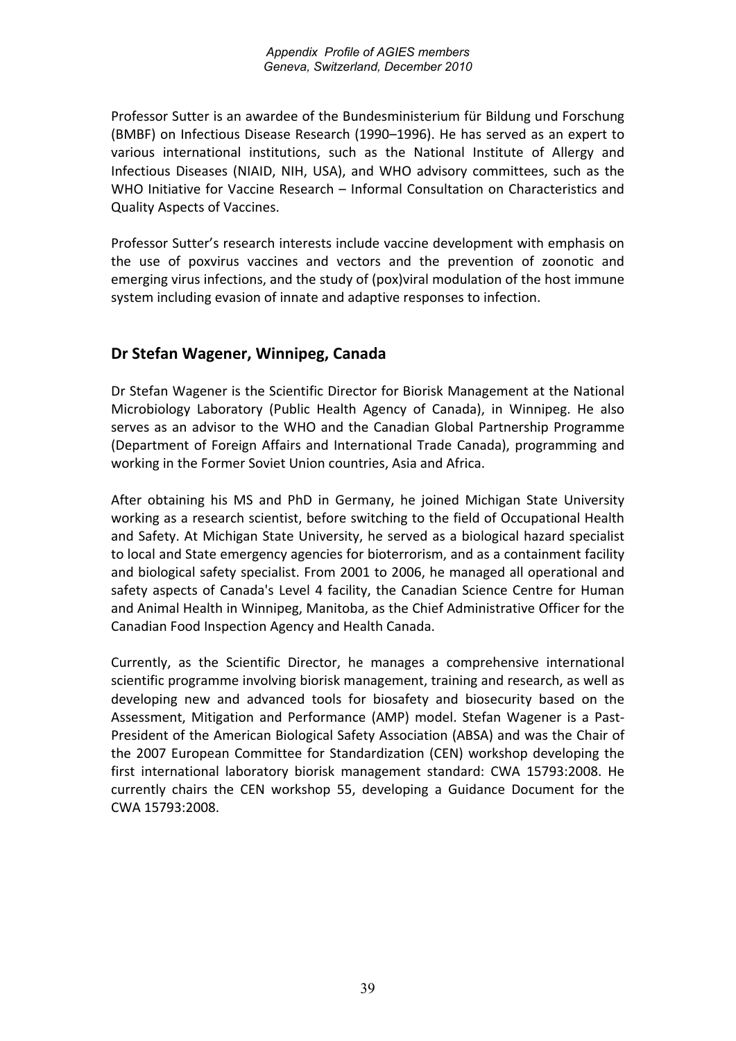Professor Sutter is an awardee of the Bundesministerium für Bildung und Forschung (BMBF) on Infectious Disease Research (1990–1996). He has served as an expert to various international institutions, such as the National Institute of Allergy and Infectious Diseases (NIAID, NIH, USA), and WHO advisory committees, such as the WHO Initiative for Vaccine Research – Informal Consultation on Characteristics and Quality Aspects of Vaccines.

Professor Sutter's research interests include vaccine development with emphasis on the use of poxvirus vaccines and vectors and the prevention of zoonotic and emerging virus infections, and the study of (pox)viral modulation of the host immune system including evasion of innate and adaptive responses to infection.

## Dr Stefan Wagener, Winnipeg, Canada

Dr Stefan Wagener is the Scientific Director for Biorisk Management at the National Microbiology Laboratory (Public Health Agency of Canada), in Winnipeg. He also serves as an advisor to the WHO and the Canadian Global Partnership Programme (Department of Foreign Affairs and International Trade Canada), programming and working in the Former Soviet Union countries, Asia and Africa.

After obtaining his MS and PhD in Germany, he joined Michigan State University working as a research scientist, before switching to the field of Occupational Health and Safety. At Michigan State University, he served as a biological hazard specialist to local and State emergency agencies for bioterrorism, and as a containment facility and biological safety specialist. From 2001 to 2006, he managed all operational and safety aspects of Canada's Level 4 facility, the Canadian Science Centre for Human and Animal Health in Winnipeg, Manitoba, as the Chief Administrative Officer for the Canadian Food Inspection Agency and Health Canada.

Currently, as the Scientific Director, he manages a comprehensive international scientific programme involving biorisk management, training and research, as well as developing new and advanced tools for biosafety and biosecurity based on the Assessment, Mitigation and Performance (AMP) model. Stefan Wagener is a Past-President of the American Biological Safety Association (ABSA) and was the Chair of the 2007 European Committee for Standardization (CEN) workshop developing the first international laboratory biorisk management standard: CWA 15793:2008. He currently chairs the CEN workshop 55, developing a Guidance Document for the CWA 15793:2008.